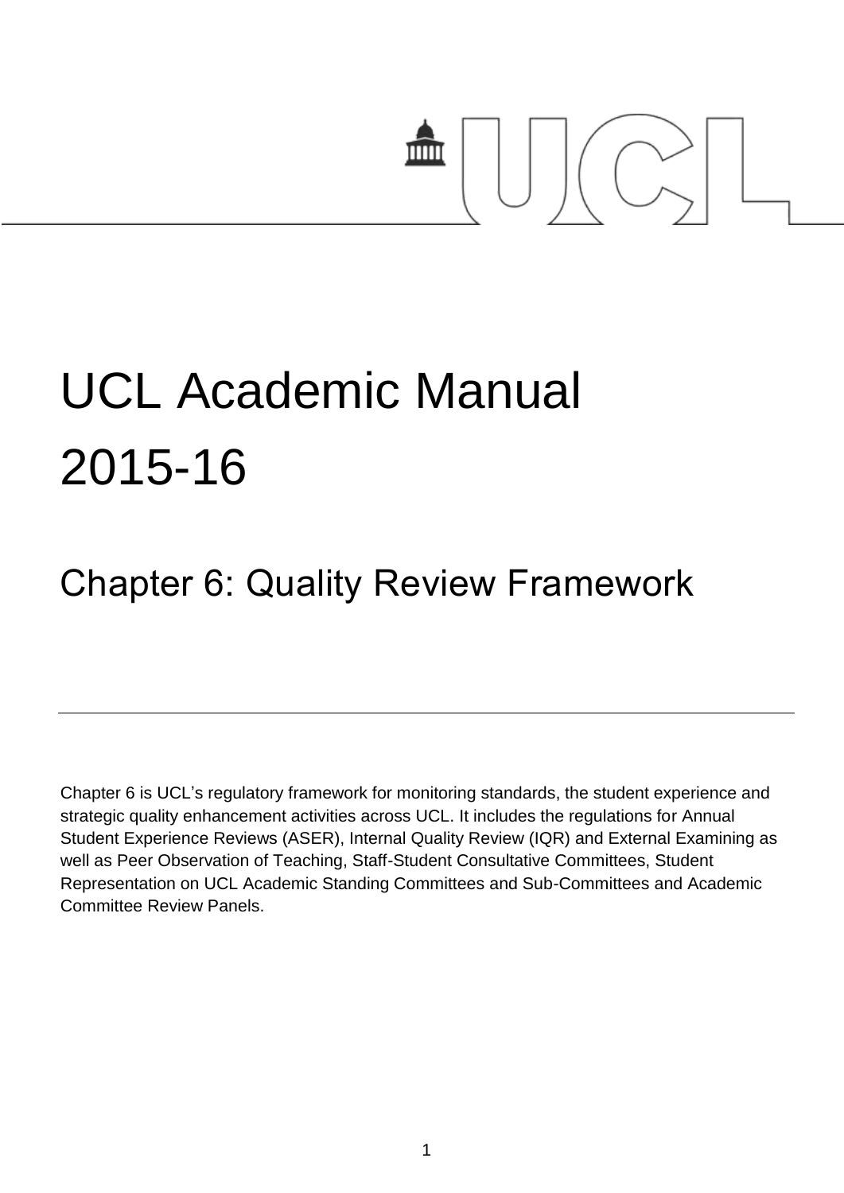# UCL Academic Manual 2015-16

## Chapter 6: Quality Review Framework

Chapter 6 is UCL's regulatory framework for monitoring standards, the student experience and strategic quality enhancement activities across UCL. It includes the regulations for Annual Student Experience Reviews (ASER), Internal Quality Review (IQR) and External Examining as well as Peer Observation of Teaching, Staff-Student Consultative Committees, Student Representation on UCL Academic Standing Committees and Sub-Committees and Academic Committee Review Panels.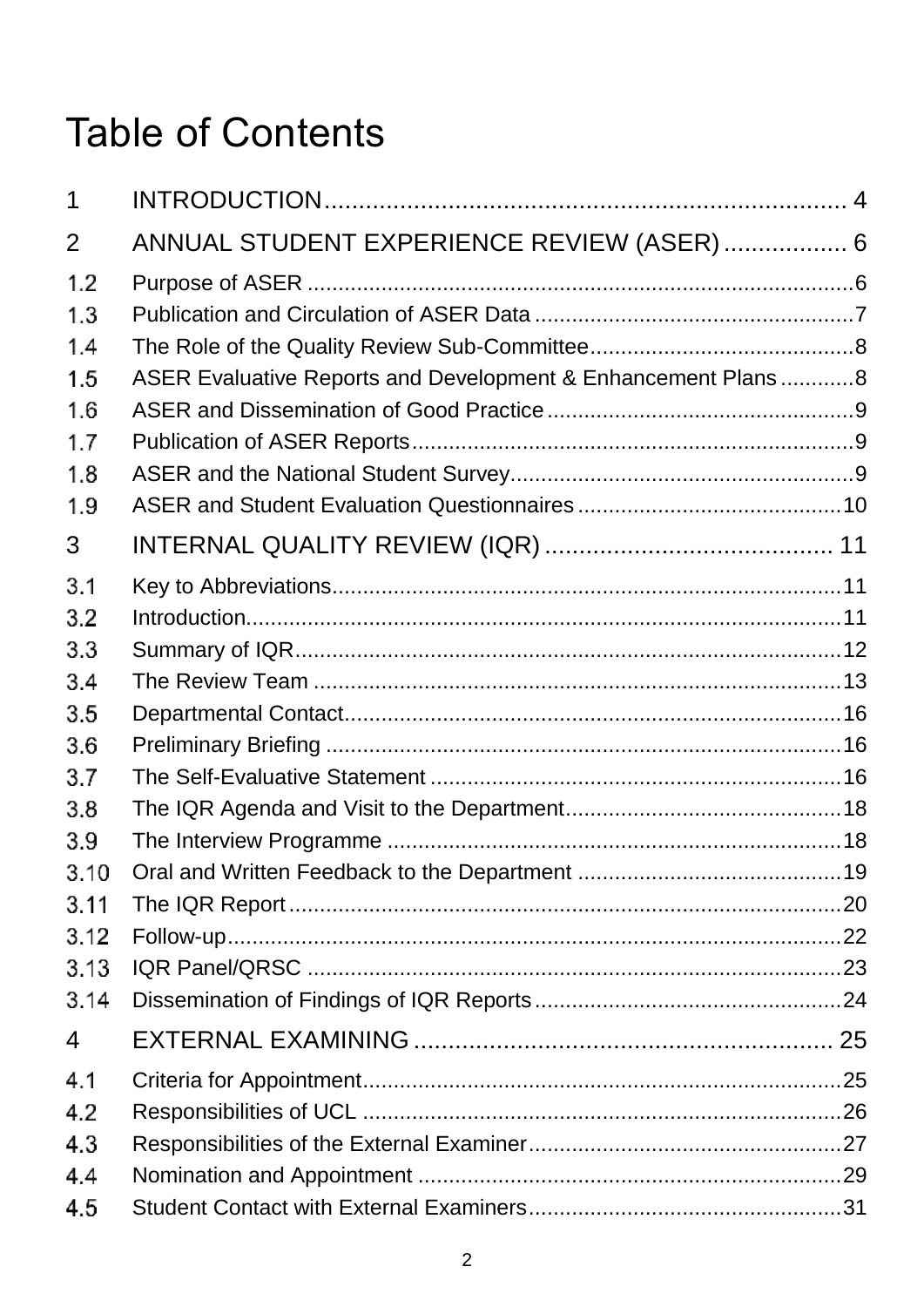# Table of Contents

1 INTRODUCTION........................................................................ 4

2 ANNUAL STUDENT EXPERIENCE REVIEW (ASER)................. 6

1.2 Purpose of ASER ........................................................................................6

1.3 Publication and Circulation of ASER Data ....................................................7

1.4 The Role of the Quality Review Sub-Committee...........................................8

1.5 ASER Evaluative Reports and Development & Enhancement Plans............8

1.6 ASER and Dissemination of Good Practice..................................................9

1.7 Publication of ASER Reports........................................................................9

1.8 ASER and the National Student Survey........................................................9

1.9 ASER and Student Evaluation Questionnaires...........................................10

3 INTERNAL QUALITY REVIEW (IQR).......................................... 11

3.1 Key to Abbreviations..................................................................................11

3.2 Introduction................................................................................................11

3.3 Summary of IQR........................................................................................12

3.4 The Review Team ......................................................................................13

3.5 Departmental Contact.................................................................................16

3.6 Preliminary Briefing ....................................................................................16

3.7 The Self-Evaluative Statement ...................................................................16

3.8 The IQR Agenda and Visit to the Department.............................................18

3.9 The Interview Programme ..........................................................................18

3.10 Oral and Written Feedback to the Department ...........................................19

3.11 The IQR Report..........................................................................................20

3.12 Follow-up....................................................................................................22

3.13 IQR Panel/QRSC .......................................................................................23

3.14 Dissemination of Findings of IQR Reports..................................................24

4 EXTERNAL EXAMINING ............................................................ 25

4.1 Criteria for Appointment..............................................................................25

4.2 Responsibilities of UCL ..............................................................................26

4.3 Responsibilities of the External Examiner...................................................27

4.4 Nomination and Appointment .....................................................................29

4.5 Student Contact with External Examiners...................................................31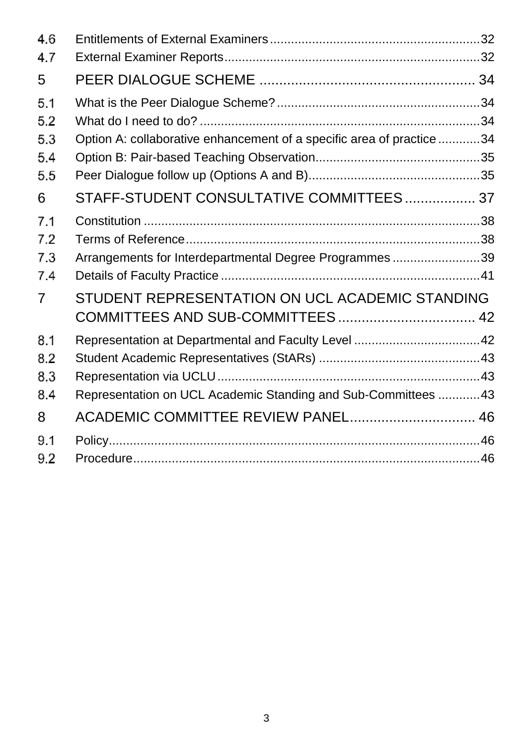4.6 Entitlements of External Examiners ........................................................... 32
4.7 External Examiner Reports ........................................................................ 32

5 PEER DIALOGUE SCHEME ........................................................ 34

5.1 What is the Peer Dialogue Scheme? .......................................................... 34
5.2 What do I need to do? ............................................................................... 34
5.3 Option A: collaborative enhancement of a specific area of practice ............ 34
5.4 Option B: Pair-based Teaching Observation .............................................. 35
5.5 Peer Dialogue follow up (Options A and B) ................................................ 35

6 STAFF-STUDENT CONSULTATIVE COMMITTEES .................. 37

7.1 Constitution ............................................................................................... 38
7.2 Terms of Reference ................................................................................... 38
7.3 Arrangements for Interdepartmental Degree Programmes ......................... 39
7.4 Details of Faculty Practice .......................................................................... 41

7 STUDENT REPRESENTATION ON UCL ACADEMIC STANDING COMMITTEES AND SUB-COMMITTEES ................................... 42

8.1 Representation at Departmental and Faculty Level .................................... 42
8.2 Student Academic Representatives (StARs) ............................................. 43
8.3 Representation via UCLU .......................................................................... 43
8.4 Representation on UCL Academic Standing and Sub-Committees ............ 43

8 ACADEMIC COMMITTEE REVIEW PANEL ................................ 46

9.1 Policy ......................................................................................................... 46
9.2 Procedure .................................................................................................. 46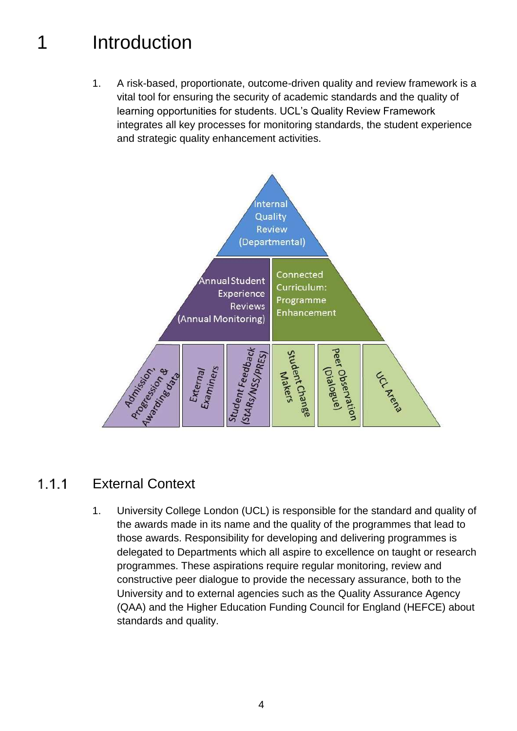# 1 Introduction

1. A risk-based, proportionate, outcome-driven quality and review framework is a vital tool for ensuring the security of academic standards and the quality of learning opportunities for students. UCL's Quality Review Framework integrates all key processes for monitoring standards, the student experience and strategic quality enhancement activities.

Internal Quality Review (Departmental)

Annual Student Experience Reviews (Annual Monitoring)

Connected Curriculum: Programme Enhancement

Admission, Progression & Awarding data

External Examiners

Student Feedback (StARs/NSS/PRES)

Student Change Makers

Peer Observation (Dialogue)

UCL Arena

### 1.1.1 External Context

1. University College London (UCL) is responsible for the standard and quality of the awards made in its name and the quality of the programmes that lead to those awards. Responsibility for developing and delivering programmes is delegated to Departments which all aspire to excellence on taught or research programmes. These aspirations require regular monitoring, review and constructive peer dialogue to provide the necessary assurance, both to the University and to external agencies such as the Quality Assurance Agency (QAA) and the Higher Education Funding Council for England (HEFCE) about standards and quality.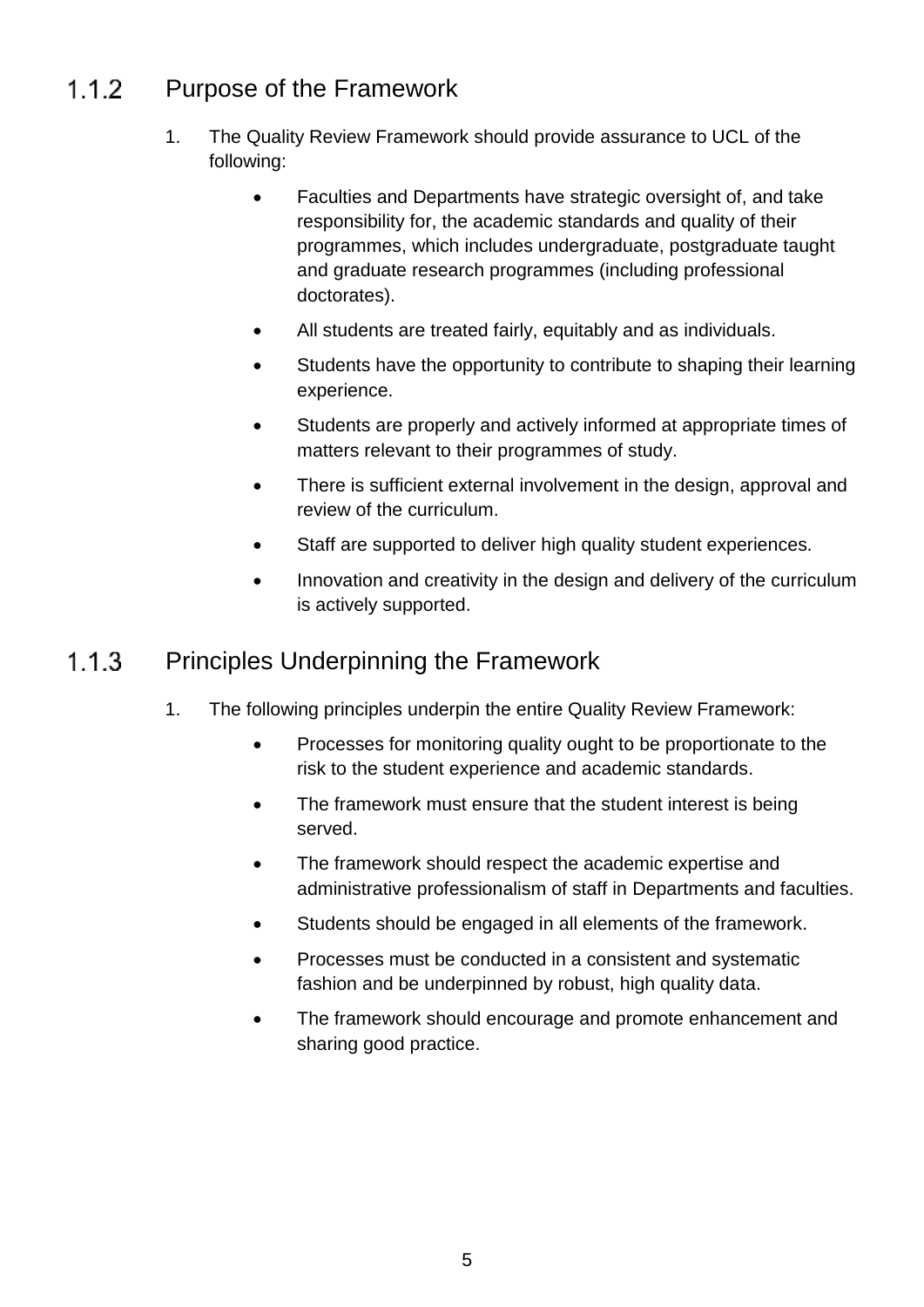### 1.1.2 Purpose of the Framework

1. The Quality Review Framework should provide assurance to UCL of the following:

    - Faculties and Departments have strategic oversight of, and take responsibility for, the academic standards and quality of their programmes, which includes undergraduate, postgraduate taught and graduate research programmes (including professional doctorates).
    - All students are treated fairly, equitably and as individuals.
    - Students have the opportunity to contribute to shaping their learning experience.
    - Students are properly and actively informed at appropriate times of matters relevant to their programmes of study.
    - There is sufficient external involvement in the design, approval and review of the curriculum.
    - Staff are supported to deliver high quality student experiences.
    - Innovation and creativity in the design and delivery of the curriculum is actively supported.

### 1.1.3 Principles Underpinning the Framework

1. The following principles underpin the entire Quality Review Framework:

    - Processes for monitoring quality ought to be proportionate to the risk to the student experience and academic standards.
    - The framework must ensure that the student interest is being served.
    - The framework should respect the academic expertise and administrative professionalism of staff in Departments and faculties.
    - Students should be engaged in all elements of the framework.
    - Processes must be conducted in a consistent and systematic fashion and be underpinned by robust, high quality data.
    - The framework should encourage and promote enhancement and sharing good practice.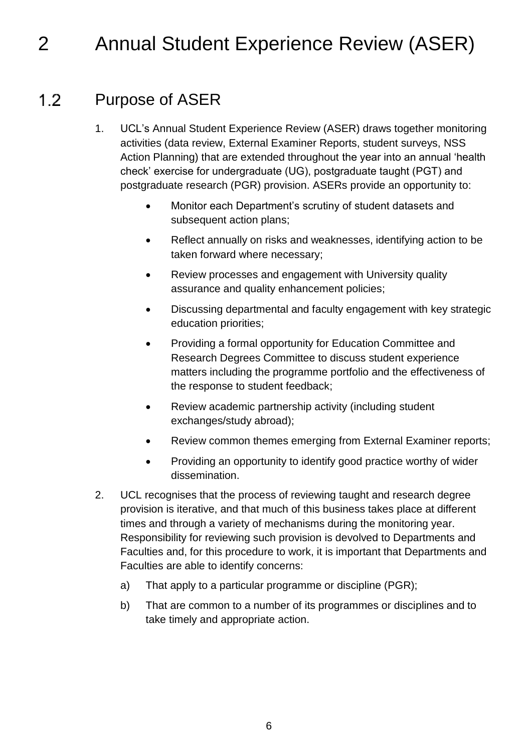# 2 Annual Student Experience Review (ASER)

## 1.2 Purpose of ASER

1. UCL's Annual Student Experience Review (ASER) draws together monitoring activities (data review, External Examiner Reports, student surveys, NSS Action Planning) that are extended throughout the year into an annual 'health check' exercise for undergraduate (UG), postgraduate taught (PGT) and postgraduate research (PGR) provision. ASERs provide an opportunity to:

    - Monitor each Department's scrutiny of student datasets and subsequent action plans;
    - Reflect annually on risks and weaknesses, identifying action to be taken forward where necessary;
    - Review processes and engagement with University quality assurance and quality enhancement policies;
    - Discussing departmental and faculty engagement with key strategic education priorities;
    - Providing a formal opportunity for Education Committee and Research Degrees Committee to discuss student experience matters including the programme portfolio and the effectiveness of the response to student feedback;
    - Review academic partnership activity (including student exchanges/study abroad);
    - Review common themes emerging from External Examiner reports;
    - Providing an opportunity to identify good practice worthy of wider dissemination.

2. UCL recognises that the process of reviewing taught and research degree provision is iterative, and that much of this business takes place at different times and through a variety of mechanisms during the monitoring year. Responsibility for reviewing such provision is devolved to Departments and Faculties and, for this procedure to work, it is important that Departments and Faculties are able to identify concerns:

    a) That apply to a particular programme or discipline (PGR);

    b) That are common to a number of its programmes or disciplines and to take timely and appropriate action.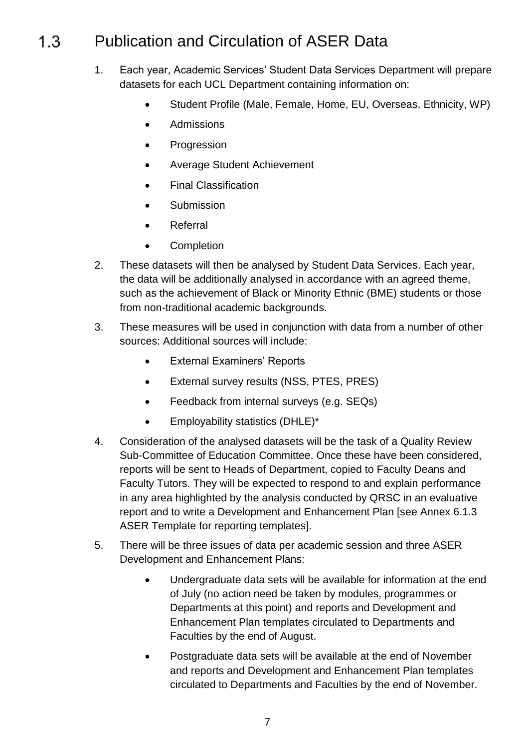## 1.3 Publication and Circulation of ASER Data

1. Each year, Academic Services' Student Data Services Department will prepare datasets for each UCL Department containing information on:
   - Student Profile (Male, Female, Home, EU, Overseas, Ethnicity, WP)
   - Admissions
   - Progression
   - Average Student Achievement
   - Final Classification
   - Submission
   - Referral
   - Completion
2. These datasets will then be analysed by Student Data Services. Each year, the data will be additionally analysed in accordance with an agreed theme, such as the achievement of Black or Minority Ethnic (BME) students or those from non-traditional academic backgrounds.
3. These measures will be used in conjunction with data from a number of other sources: Additional sources will include:
   - External Examiners' Reports
   - External survey results (NSS, PTES, PRES)
   - Feedback from internal surveys (e.g. SEQs)
   - Employability statistics (DHLE)*
4. Consideration of the analysed datasets will be the task of a Quality Review Sub-Committee of Education Committee. Once these have been considered, reports will be sent to Heads of Department, copied to Faculty Deans and Faculty Tutors. They will be expected to respond to and explain performance in any area highlighted by the analysis conducted by QRSC in an evaluative report and to write a Development and Enhancement Plan [see Annex 6.1.3 ASER Template for reporting templates].
5. There will be three issues of data per academic session and three ASER Development and Enhancement Plans:
   - Undergraduate data sets will be available for information at the end of July (no action need be taken by modules, programmes or Departments at this point) and reports and Development and Enhancement Plan templates circulated to Departments and Faculties by the end of August.
   - Postgraduate data sets will be available at the end of November and reports and Development and Enhancement Plan templates circulated to Departments and Faculties by the end of November.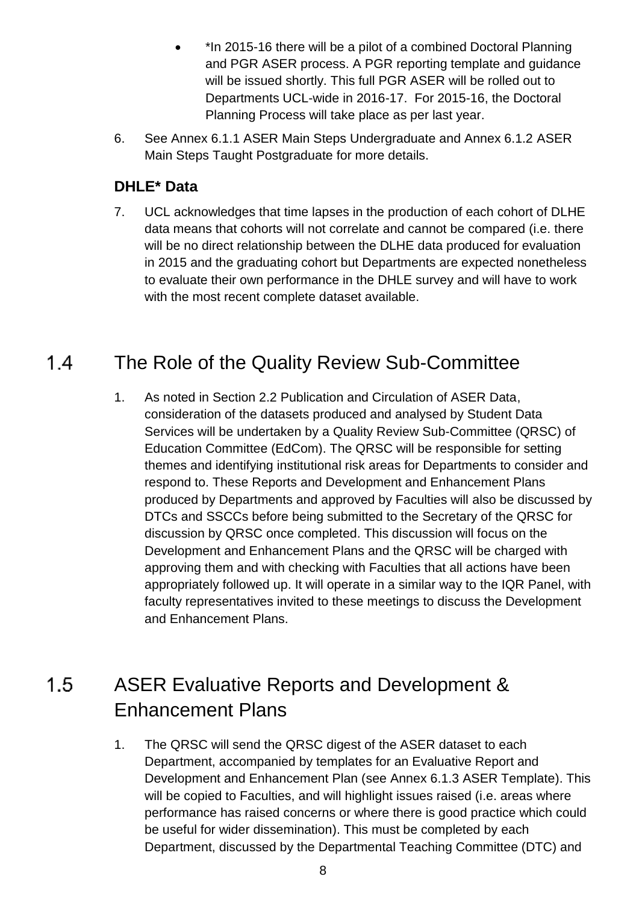- *In 2015-16 there will be a pilot of a combined Doctoral Planning and PGR ASER process. A PGR reporting template and guidance will be issued shortly. This full PGR ASER will be rolled out to Departments UCL-wide in 2016-17. For 2015-16, the Doctoral Planning Process will take place as per last year.

6. See Annex 6.1.1 ASER Main Steps Undergraduate and Annex 6.1.2 ASER Main Steps Taught Postgraduate for more details.

### DHLE* Data

7. UCL acknowledges that time lapses in the production of each cohort of DLHE data means that cohorts will not correlate and cannot be compared (i.e. there will be no direct relationship between the DLHE data produced for evaluation in 2015 and the graduating cohort but Departments are expected nonetheless to evaluate their own performance in the DHLE survey and will have to work with the most recent complete dataset available.

## 1.4 The Role of the Quality Review Sub-Committee

1. As noted in Section 2.2 Publication and Circulation of ASER Data, consideration of the datasets produced and analysed by Student Data Services will be undertaken by a Quality Review Sub-Committee (QRSC) of Education Committee (EdCom). The QRSC will be responsible for setting themes and identifying institutional risk areas for Departments to consider and respond to. These Reports and Development and Enhancement Plans produced by Departments and approved by Faculties will also be discussed by DTCs and SSCCs before being submitted to the Secretary of the QRSC for discussion by QRSC once completed. This discussion will focus on the Development and Enhancement Plans and the QRSC will be charged with approving them and with checking with Faculties that all actions have been appropriately followed up. It will operate in a similar way to the IQR Panel, with faculty representatives invited to these meetings to discuss the Development and Enhancement Plans.

## 1.5 ASER Evaluative Reports and Development & Enhancement Plans

1. The QRSC will send the QRSC digest of the ASER dataset to each Department, accompanied by templates for an Evaluative Report and Development and Enhancement Plan (see Annex 6.1.3 ASER Template). This will be copied to Faculties, and will highlight issues raised (i.e. areas where performance has raised concerns or where there is good practice which could be useful for wider dissemination). This must be completed by each Department, discussed by the Departmental Teaching Committee (DTC) and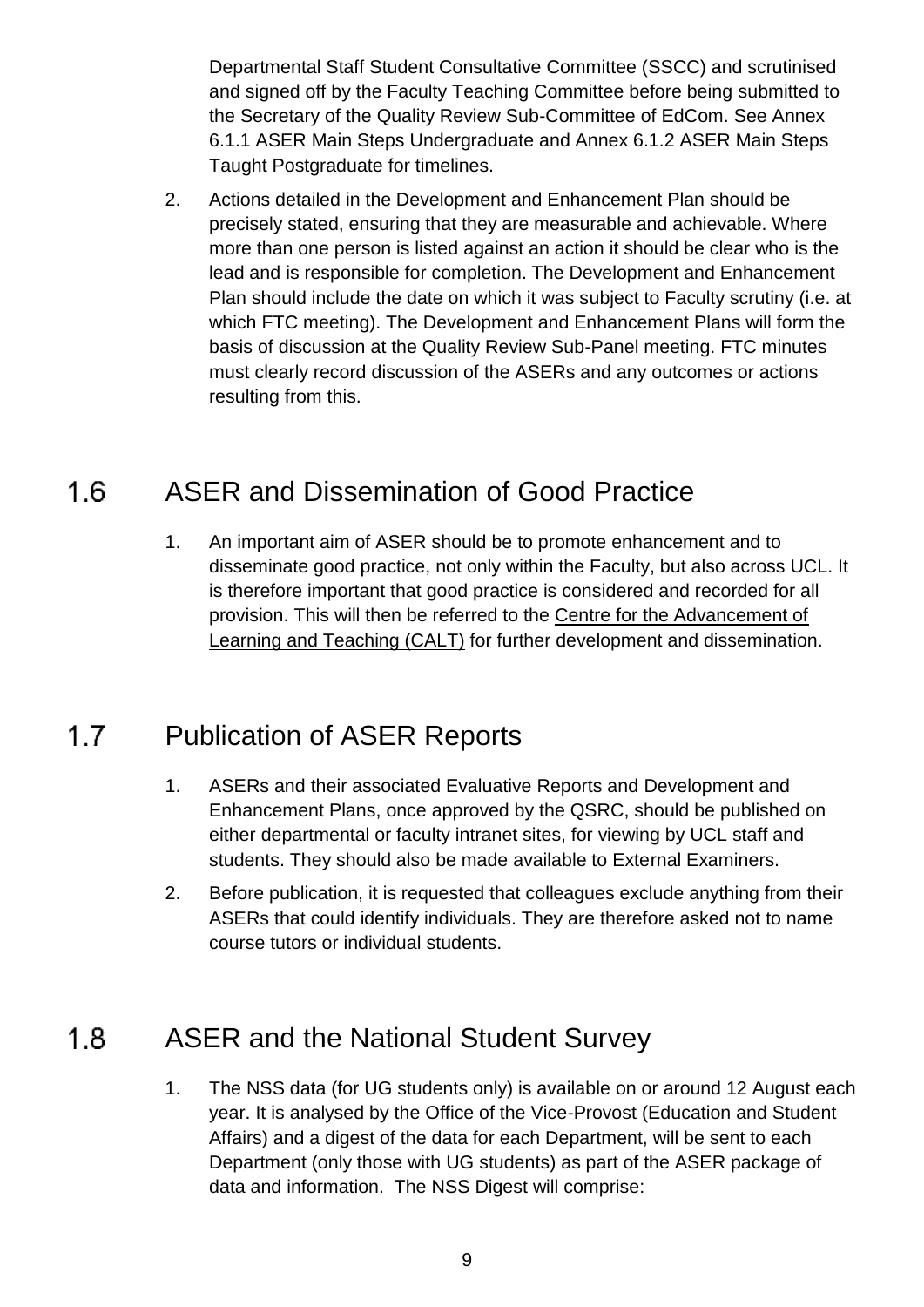Departmental Staff Student Consultative Committee (SSCC) and scrutinised and signed off by the Faculty Teaching Committee before being submitted to the Secretary of the Quality Review Sub-Committee of EdCom. See Annex 6.1.1 ASER Main Steps Undergraduate and Annex 6.1.2 ASER Main Steps Taught Postgraduate for timelines.

2. Actions detailed in the Development and Enhancement Plan should be precisely stated, ensuring that they are measurable and achievable. Where more than one person is listed against an action it should be clear who is the lead and is responsible for completion. The Development and Enhancement Plan should include the date on which it was subject to Faculty scrutiny (i.e. at which FTC meeting). The Development and Enhancement Plans will form the basis of discussion at the Quality Review Sub-Panel meeting. FTC minutes must clearly record discussion of the ASERs and any outcomes or actions resulting from this.

## 1.6 ASER and Dissemination of Good Practice

1. An important aim of ASER should be to promote enhancement and to disseminate good practice, not only within the Faculty, but also across UCL. It is therefore important that good practice is considered and recorded for all provision. This will then be referred to the Centre for the Advancement of Learning and Teaching (CALT) for further development and dissemination.

## 1.7 Publication of ASER Reports

1. ASERs and their associated Evaluative Reports and Development and Enhancement Plans, once approved by the QSRC, should be published on either departmental or faculty intranet sites, for viewing by UCL staff and students. They should also be made available to External Examiners.
2. Before publication, it is requested that colleagues exclude anything from their ASERs that could identify individuals. They are therefore asked not to name course tutors or individual students.

## 1.8 ASER and the National Student Survey

1. The NSS data (for UG students only) is available on or around 12 August each year. It is analysed by the Office of the Vice-Provost (Education and Student Affairs) and a digest of the data for each Department, will be sent to each Department (only those with UG students) as part of the ASER package of data and information. The NSS Digest will comprise: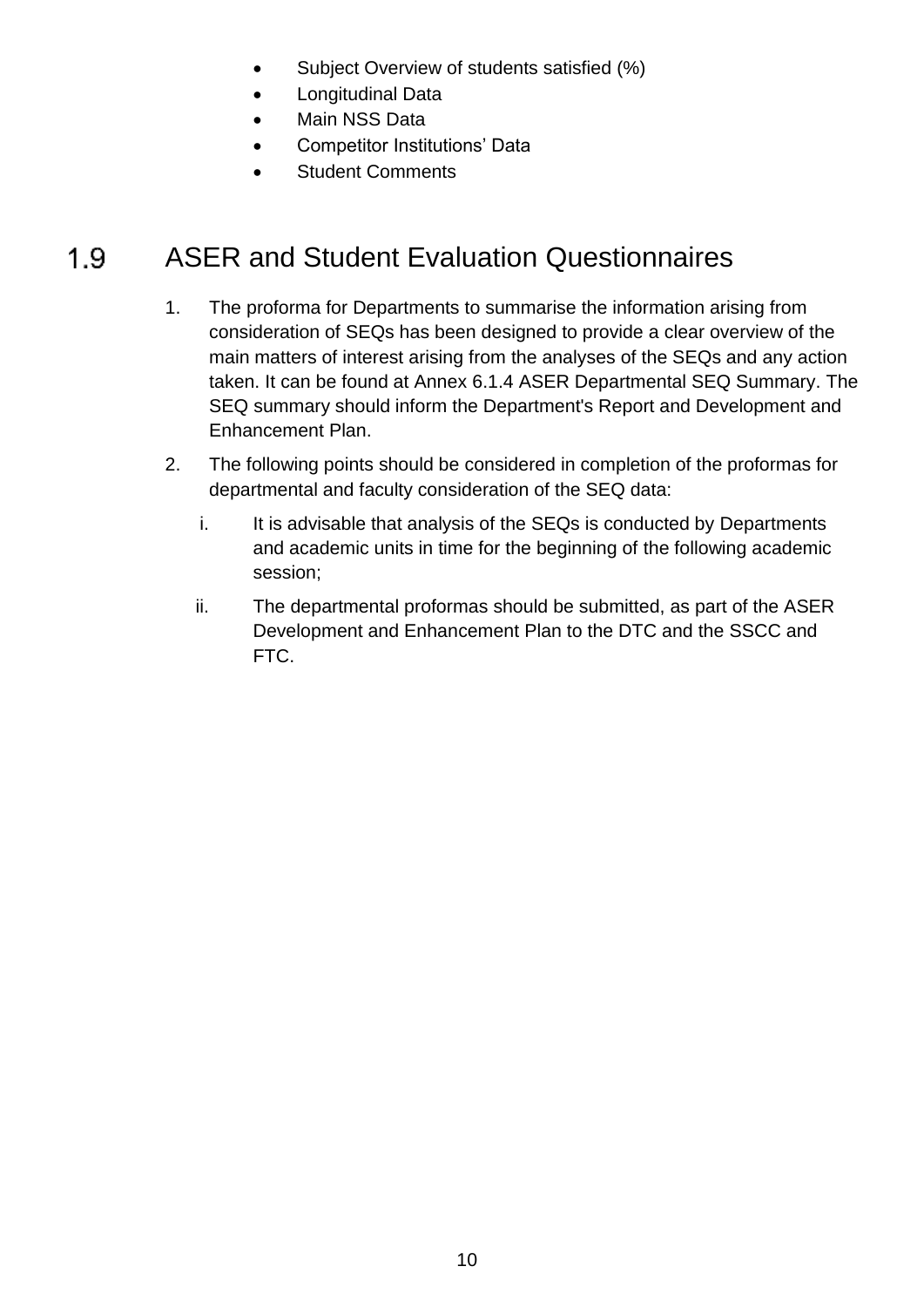- Subject Overview of students satisfied (%)
- Longitudinal Data
- Main NSS Data
- Competitor Institutions' Data
- Student Comments

## 1.9 ASER and Student Evaluation Questionnaires

1. The proforma for Departments to summarise the information arising from consideration of SEQs has been designed to provide a clear overview of the main matters of interest arising from the analyses of the SEQs and any action taken. It can be found at Annex 6.1.4 ASER Departmental SEQ Summary. The SEQ summary should inform the Department's Report and Development and Enhancement Plan.
2. The following points should be considered in completion of the proformas for departmental and faculty consideration of the SEQ data:
   1. It is advisable that analysis of the SEQs is conducted by Departments and academic units in time for the beginning of the following academic session;
   2. The departmental proformas should be submitted, as part of the ASER Development and Enhancement Plan to the DTC and the SSCC and FTC.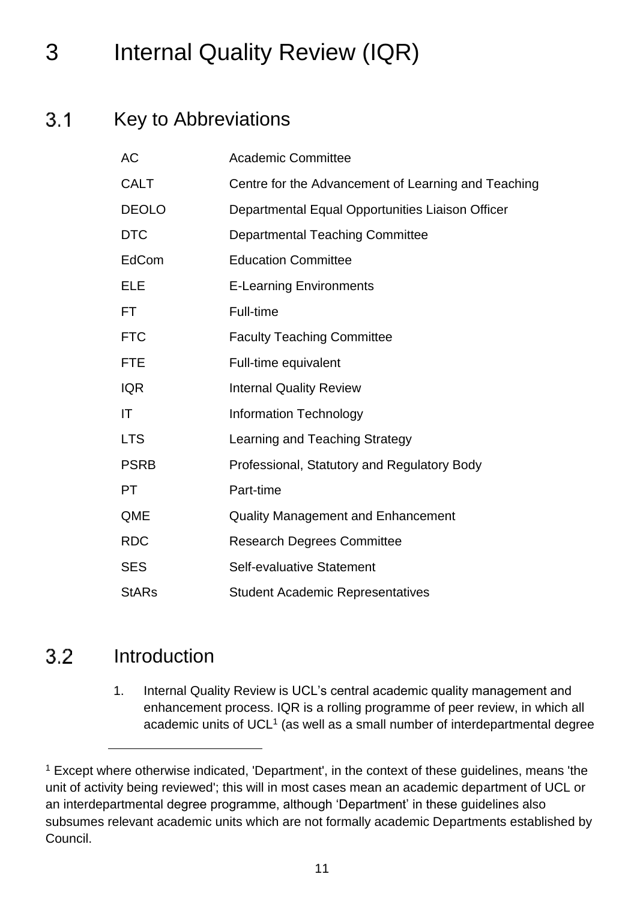# 3 Internal Quality Review (IQR)

## 3.1 Key to Abbreviations

| | |
|---|---|
| AC | Academic Committee |
| CALT | Centre for the Advancement of Learning and Teaching |
| DEOLO | Departmental Equal Opportunities Liaison Officer |
| DTC | Departmental Teaching Committee |
| EdCom | Education Committee |
| ELE | E-Learning Environments |
| FT | Full-time |
| FTC | Faculty Teaching Committee |
| FTE | Full-time equivalent |
| IQR | Internal Quality Review |
| IT | Information Technology |
| LTS | Learning and Teaching Strategy |
| PSRB | Professional, Statutory and Regulatory Body |
| PT | Part-time |
| QME | Quality Management and Enhancement |
| RDC | Research Degrees Committee |
| SES | Self-evaluative Statement |
| StARs | Student Academic Representatives |

## 3.2 Introduction

1. Internal Quality Review is UCL's central academic quality management and enhancement process. IQR is a rolling programme of peer review, in which all academic units of UCL[1] (as well as a small number of interdepartmental degree

[1] Except where otherwise indicated, 'Department', in the context of these guidelines, means 'the unit of activity being reviewed'; this will in most cases mean an academic department of UCL or an interdepartmental degree programme, although 'Department' in these guidelines also subsumes relevant academic units which are not formally academic Departments established by Council.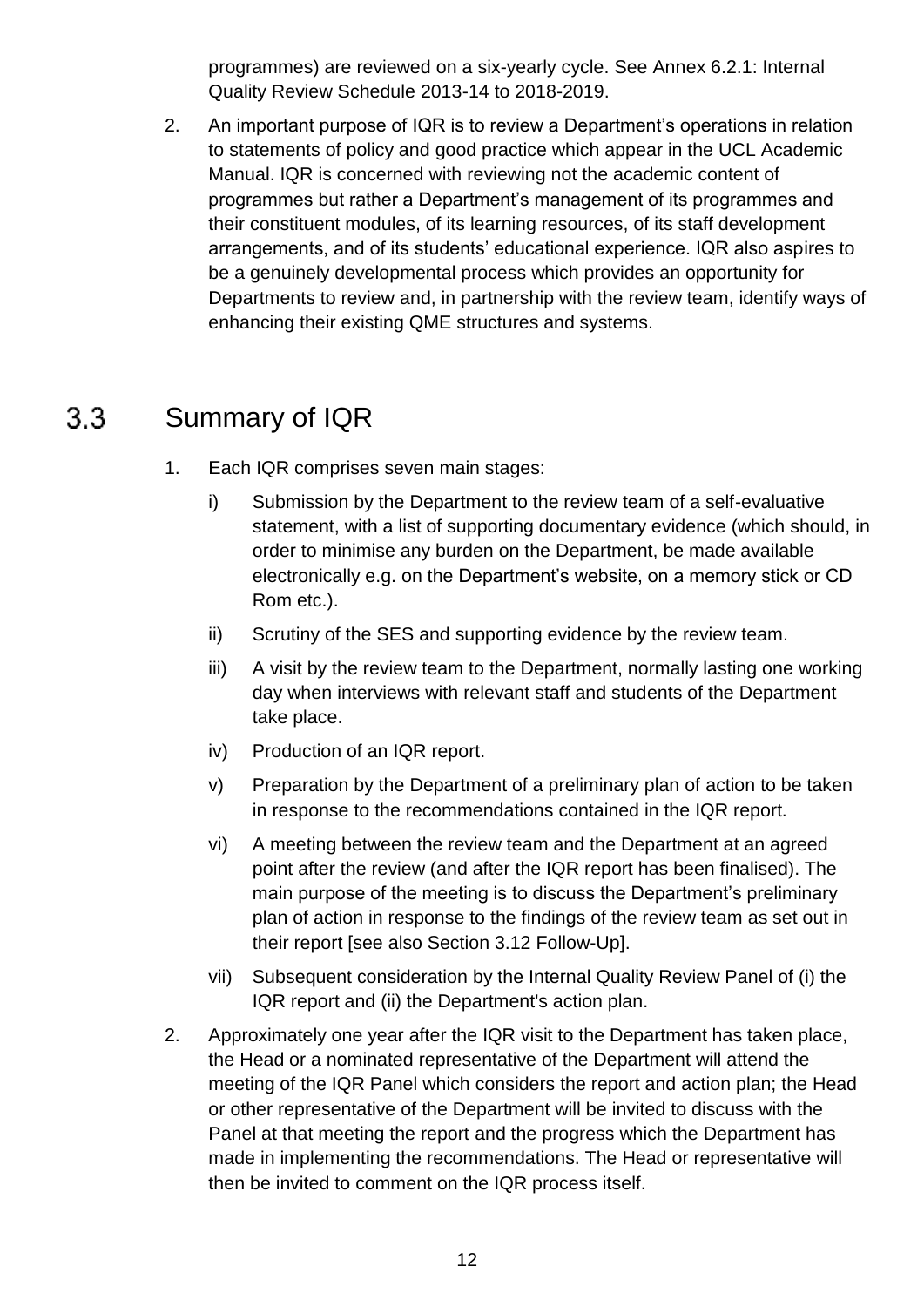programmes) are reviewed on a six-yearly cycle. See Annex 6.2.1: Internal Quality Review Schedule 2013-14 to 2018-2019.

2. An important purpose of IQR is to review a Department's operations in relation to statements of policy and good practice which appear in the UCL Academic Manual. IQR is concerned with reviewing not the academic content of programmes but rather a Department's management of its programmes and their constituent modules, of its learning resources, of its staff development arrangements, and of its students' educational experience. IQR also aspires to be a genuinely developmental process which provides an opportunity for Departments to review and, in partnership with the review team, identify ways of enhancing their existing QME structures and systems.

## 3.3 Summary of IQR

1. Each IQR comprises seven main stages:

   i) Submission by the Department to the review team of a self-evaluative statement, with a list of supporting documentary evidence (which should, in order to minimise any burden on the Department, be made available electronically e.g. on the Department's website, on a memory stick or CD Rom etc.).

   ii) Scrutiny of the SES and supporting evidence by the review team.

   iii) A visit by the review team to the Department, normally lasting one working day when interviews with relevant staff and students of the Department take place.

   iv) Production of an IQR report.

   v) Preparation by the Department of a preliminary plan of action to be taken in response to the recommendations contained in the IQR report.

   vi) A meeting between the review team and the Department at an agreed point after the review (and after the IQR report has been finalised). The main purpose of the meeting is to discuss the Department's preliminary plan of action in response to the findings of the review team as set out in their report [see also Section 3.12 Follow-Up].

   vii) Subsequent consideration by the Internal Quality Review Panel of (i) the IQR report and (ii) the Department's action plan.

2. Approximately one year after the IQR visit to the Department has taken place, the Head or a nominated representative of the Department will attend the meeting of the IQR Panel which considers the report and action plan; the Head or other representative of the Department will be invited to discuss with the Panel at that meeting the report and the progress which the Department has made in implementing the recommendations. The Head or representative will then be invited to comment on the IQR process itself.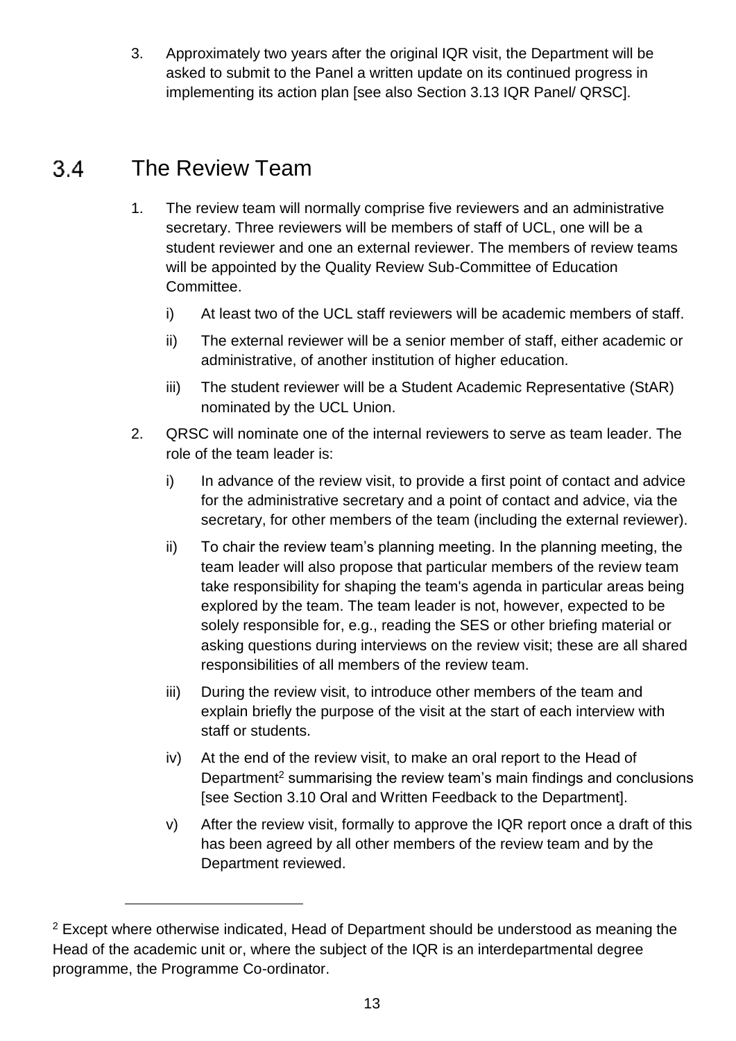3. Approximately two years after the original IQR visit, the Department will be asked to submit to the Panel a written update on its continued progress in implementing its action plan [see also Section 3.13 IQR Panel/ QRSC].

## 3.4 The Review Team

1. The review team will normally comprise five reviewers and an administrative secretary. Three reviewers will be members of staff of UCL, one will be a student reviewer and one an external reviewer. The members of review teams will be appointed by the Quality Review Sub-Committee of Education Committee.

   i) At least two of the UCL staff reviewers will be academic members of staff.

   ii) The external reviewer will be a senior member of staff, either academic or administrative, of another institution of higher education.

   iii) The student reviewer will be a Student Academic Representative (StAR) nominated by the UCL Union.

2. QRSC will nominate one of the internal reviewers to serve as team leader. The role of the team leader is:

   i) In advance of the review visit, to provide a first point of contact and advice for the administrative secretary and a point of contact and advice, via the secretary, for other members of the team (including the external reviewer).

   ii) To chair the review team's planning meeting. In the planning meeting, the team leader will also propose that particular members of the review team take responsibility for shaping the team's agenda in particular areas being explored by the team. The team leader is not, however, expected to be solely responsible for, e.g., reading the SES or other briefing material or asking questions during interviews on the review visit; these are all shared responsibilities of all members of the review team.

   iii) During the review visit, to introduce other members of the team and explain briefly the purpose of the visit at the start of each interview with staff or students.

   iv) At the end of the review visit, to make an oral report to the Head of Department[2] summarising the review team's main findings and conclusions [see Section 3.10 Oral and Written Feedback to the Department].

   v) After the review visit, formally to approve the IQR report once a draft of this has been agreed by all other members of the review team and by the Department reviewed.

---

[2] Except where otherwise indicated, Head of Department should be understood as meaning the Head of the academic unit or, where the subject of the IQR is an interdepartmental degree programme, the Programme Co-ordinator.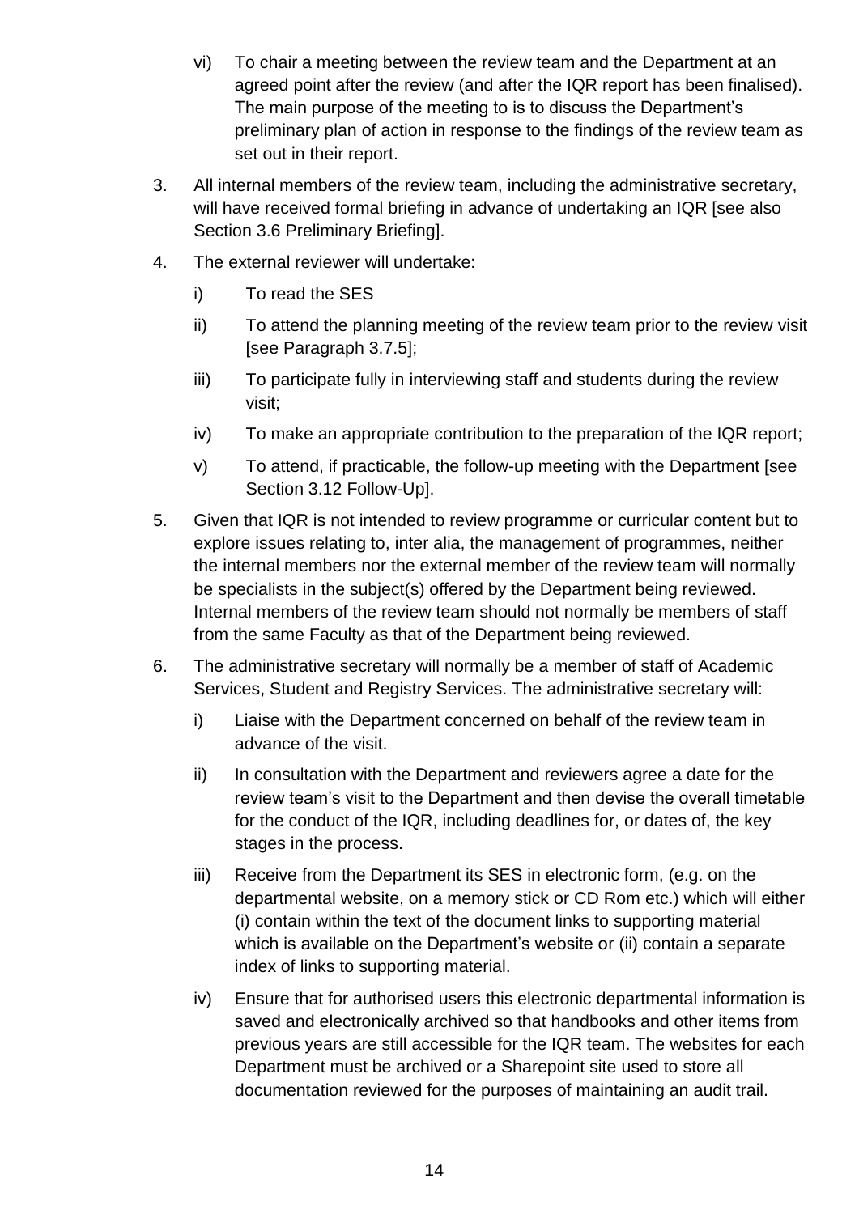vi) To chair a meeting between the review team and the Department at an agreed point after the review (and after the IQR report has been finalised). The main purpose of the meeting to is to discuss the Department's preliminary plan of action in response to the findings of the review team as set out in their report.

3. All internal members of the review team, including the administrative secretary, will have received formal briefing in advance of undertaking an IQR [see also Section 3.6 Preliminary Briefing].

4. The external reviewer will undertake:

   i) To read the SES

   ii) To attend the planning meeting of the review team prior to the review visit [see Paragraph 3.7.5];

   iii) To participate fully in interviewing staff and students during the review visit;

   iv) To make an appropriate contribution to the preparation of the IQR report;

   v) To attend, if practicable, the follow-up meeting with the Department [see Section 3.12 Follow-Up].

5. Given that IQR is not intended to review programme or curricular content but to explore issues relating to, inter alia, the management of programmes, neither the internal members nor the external member of the review team will normally be specialists in the subject(s) offered by the Department being reviewed. Internal members of the review team should not normally be members of staff from the same Faculty as that of the Department being reviewed.

6. The administrative secretary will normally be a member of staff of Academic Services, Student and Registry Services. The administrative secretary will:

   i) Liaise with the Department concerned on behalf of the review team in advance of the visit.

   ii) In consultation with the Department and reviewers agree a date for the review team's visit to the Department and then devise the overall timetable for the conduct of the IQR, including deadlines for, or dates of, the key stages in the process.

   iii) Receive from the Department its SES in electronic form, (e.g. on the departmental website, on a memory stick or CD Rom etc.) which will either (i) contain within the text of the document links to supporting material which is available on the Department's website or (ii) contain a separate index of links to supporting material.

   iv) Ensure that for authorised users this electronic departmental information is saved and electronically archived so that handbooks and other items from previous years are still accessible for the IQR team. The websites for each Department must be archived or a Sharepoint site used to store all documentation reviewed for the purposes of maintaining an audit trail.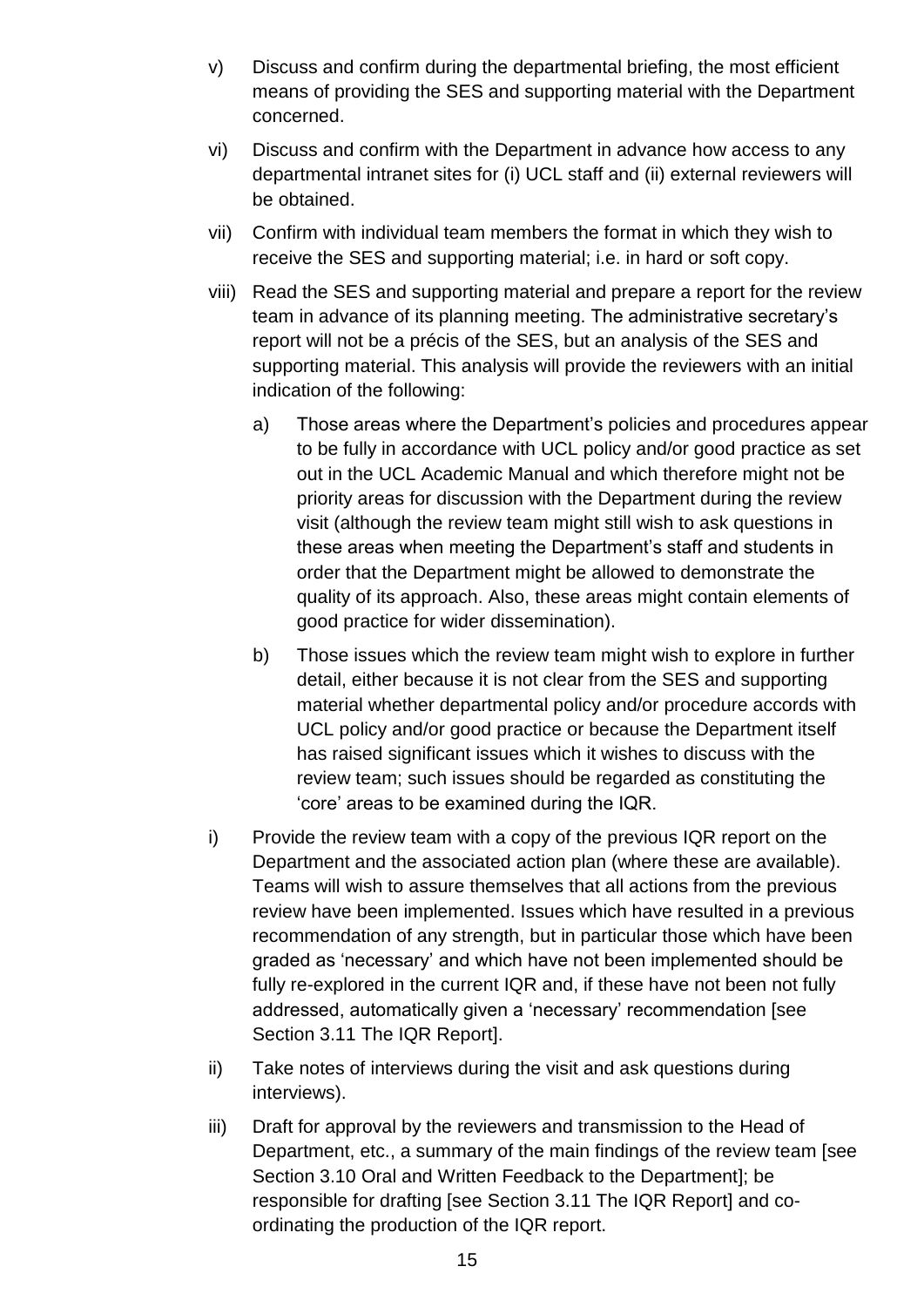v) Discuss and confirm during the departmental briefing, the most efficient means of providing the SES and supporting material with the Department concerned.

vi) Discuss and confirm with the Department in advance how access to any departmental intranet sites for (i) UCL staff and (ii) external reviewers will be obtained.

vii) Confirm with individual team members the format in which they wish to receive the SES and supporting material; i.e. in hard or soft copy.

viii) Read the SES and supporting material and prepare a report for the review team in advance of its planning meeting. The administrative secretary's report will not be a précis of the SES, but an analysis of the SES and supporting material. This analysis will provide the reviewers with an initial indication of the following:

   a) Those areas where the Department's policies and procedures appear to be fully in accordance with UCL policy and/or good practice as set out in the UCL Academic Manual and which therefore might not be priority areas for discussion with the Department during the review visit (although the review team might still wish to ask questions in these areas when meeting the Department's staff and students in order that the Department might be allowed to demonstrate the quality of its approach. Also, these areas might contain elements of good practice for wider dissemination).

   b) Those issues which the review team might wish to explore in further detail, either because it is not clear from the SES and supporting material whether departmental policy and/or procedure accords with UCL policy and/or good practice or because the Department itself has raised significant issues which it wishes to discuss with the review team; such issues should be regarded as constituting the 'core' areas to be examined during the IQR.

i) Provide the review team with a copy of the previous IQR report on the Department and the associated action plan (where these are available). Teams will wish to assure themselves that all actions from the previous review have been implemented. Issues which have resulted in a previous recommendation of any strength, but in particular those which have been graded as 'necessary' and which have not been implemented should be fully re-explored in the current IQR and, if these have not been not fully addressed, automatically given a 'necessary' recommendation [see Section 3.11 The IQR Report].

ii) Take notes of interviews during the visit and ask questions during interviews).

iii) Draft for approval by the reviewers and transmission to the Head of Department, etc., a summary of the main findings of the review team [see Section 3.10 Oral and Written Feedback to the Department]; be responsible for drafting [see Section 3.11 The IQR Report] and co-ordinating the production of the IQR report.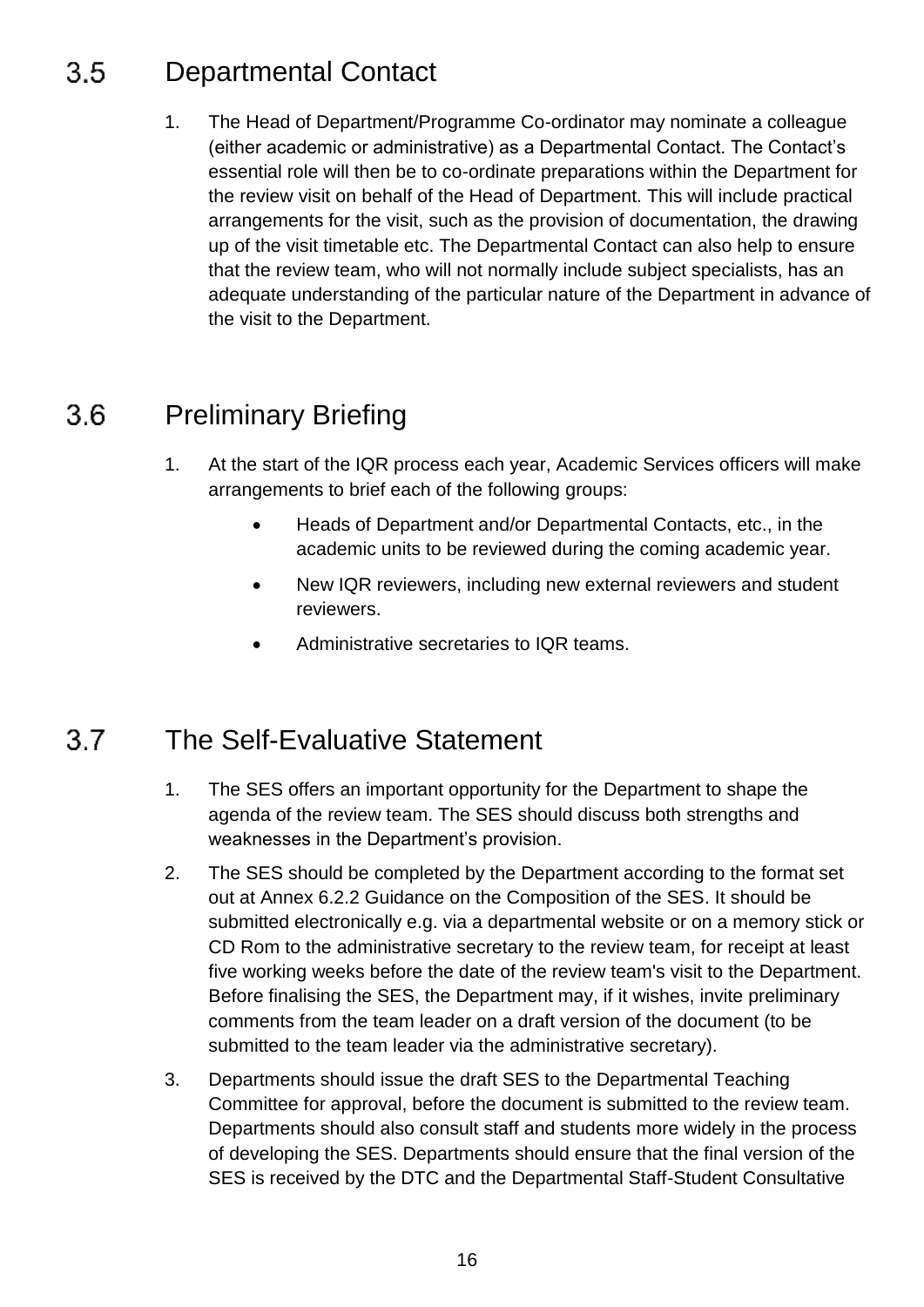## 3.5 Departmental Contact

1. The Head of Department/Programme Co-ordinator may nominate a colleague (either academic or administrative) as a Departmental Contact. The Contact's essential role will then be to co-ordinate preparations within the Department for the review visit on behalf of the Head of Department. This will include practical arrangements for the visit, such as the provision of documentation, the drawing up of the visit timetable etc. The Departmental Contact can also help to ensure that the review team, who will not normally include subject specialists, has an adequate understanding of the particular nature of the Department in advance of the visit to the Department.

## 3.6 Preliminary Briefing

1. At the start of the IQR process each year, Academic Services officers will make arrangements to brief each of the following groups:
   - Heads of Department and/or Departmental Contacts, etc., in the academic units to be reviewed during the coming academic year.
   - New IQR reviewers, including new external reviewers and student reviewers.
   - Administrative secretaries to IQR teams.

## 3.7 The Self-Evaluative Statement

1. The SES offers an important opportunity for the Department to shape the agenda of the review team. The SES should discuss both strengths and weaknesses in the Department's provision.
2. The SES should be completed by the Department according to the format set out at Annex 6.2.2 Guidance on the Composition of the SES. It should be submitted electronically e.g. via a departmental website or on a memory stick or CD Rom to the administrative secretary to the review team, for receipt at least five working weeks before the date of the review team's visit to the Department. Before finalising the SES, the Department may, if it wishes, invite preliminary comments from the team leader on a draft version of the document (to be submitted to the team leader via the administrative secretary).
3. Departments should issue the draft SES to the Departmental Teaching Committee for approval, before the document is submitted to the review team. Departments should also consult staff and students more widely in the process of developing the SES. Departments should ensure that the final version of the SES is received by the DTC and the Departmental Staff-Student Consultative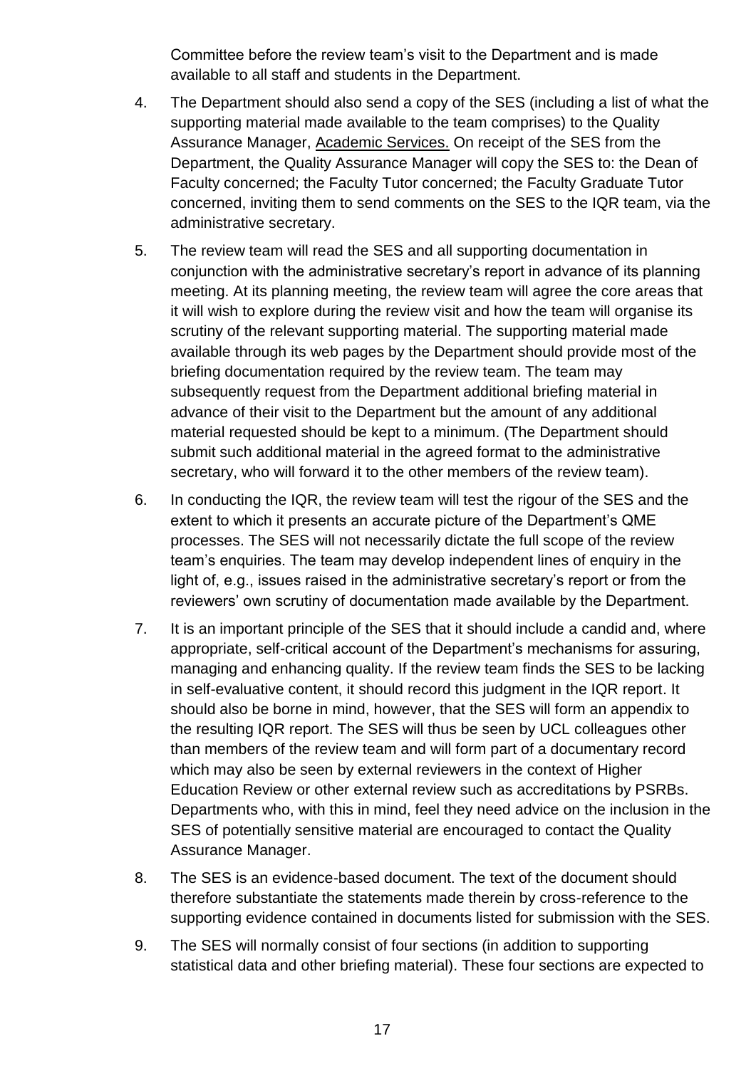Committee before the review team's visit to the Department and is made available to all staff and students in the Department.

4. The Department should also send a copy of the SES (including a list of what the supporting material made available to the team comprises) to the Quality Assurance Manager, Academic Services. On receipt of the SES from the Department, the Quality Assurance Manager will copy the SES to: the Dean of Faculty concerned; the Faculty Tutor concerned; the Faculty Graduate Tutor concerned, inviting them to send comments on the SES to the IQR team, via the administrative secretary.

5. The review team will read the SES and all supporting documentation in conjunction with the administrative secretary's report in advance of its planning meeting. At its planning meeting, the review team will agree the core areas that it will wish to explore during the review visit and how the team will organise its scrutiny of the relevant supporting material. The supporting material made available through its web pages by the Department should provide most of the briefing documentation required by the review team. The team may subsequently request from the Department additional briefing material in advance of their visit to the Department but the amount of any additional material requested should be kept to a minimum. (The Department should submit such additional material in the agreed format to the administrative secretary, who will forward it to the other members of the review team).

6. In conducting the IQR, the review team will test the rigour of the SES and the extent to which it presents an accurate picture of the Department's QME processes. The SES will not necessarily dictate the full scope of the review team's enquiries. The team may develop independent lines of enquiry in the light of, e.g., issues raised in the administrative secretary's report or from the reviewers' own scrutiny of documentation made available by the Department.

7. It is an important principle of the SES that it should include a candid and, where appropriate, self-critical account of the Department's mechanisms for assuring, managing and enhancing quality. If the review team finds the SES to be lacking in self-evaluative content, it should record this judgment in the IQR report. It should also be borne in mind, however, that the SES will form an appendix to the resulting IQR report. The SES will thus be seen by UCL colleagues other than members of the review team and will form part of a documentary record which may also be seen by external reviewers in the context of Higher Education Review or other external review such as accreditations by PSRBs. Departments who, with this in mind, feel they need advice on the inclusion in the SES of potentially sensitive material are encouraged to contact the Quality Assurance Manager.

8. The SES is an evidence-based document. The text of the document should therefore substantiate the statements made therein by cross-reference to the supporting evidence contained in documents listed for submission with the SES.

9. The SES will normally consist of four sections (in addition to supporting statistical data and other briefing material). These four sections are expected to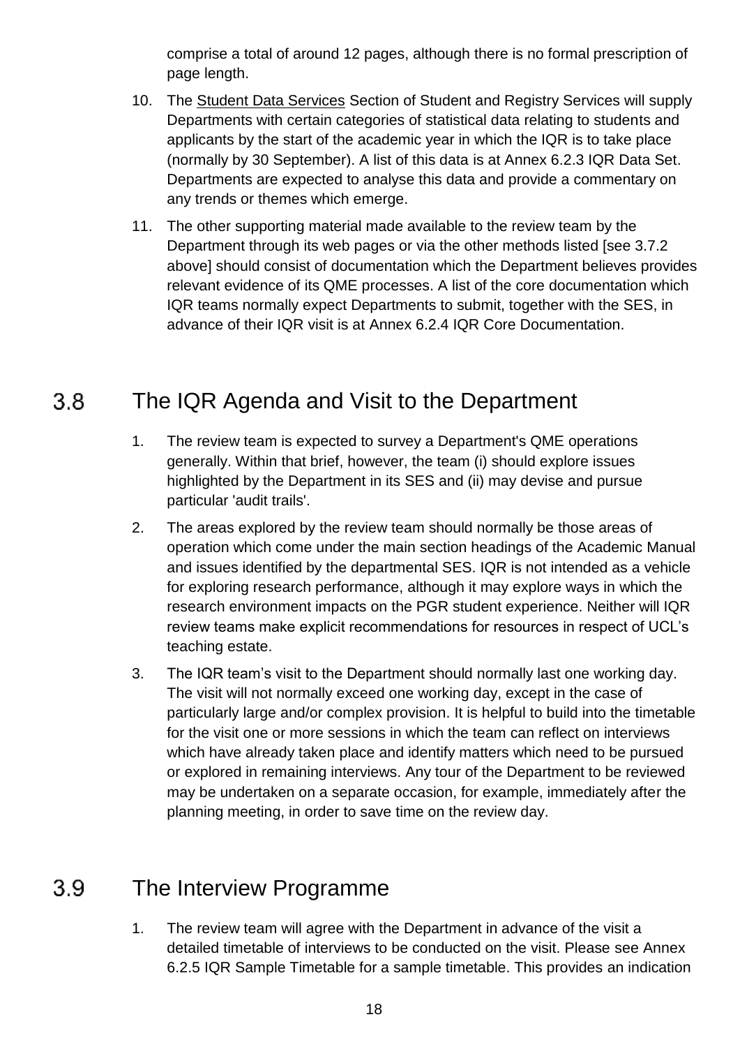comprise a total of around 12 pages, although there is no formal prescription of page length.

10. The Student Data Services Section of Student and Registry Services will supply Departments with certain categories of statistical data relating to students and applicants by the start of the academic year in which the IQR is to take place (normally by 30 September). A list of this data is at Annex 6.2.3 IQR Data Set. Departments are expected to analyse this data and provide a commentary on any trends or themes which emerge.
11. The other supporting material made available to the review team by the Department through its web pages or via the other methods listed [see 3.7.2 above] should consist of documentation which the Department believes provides relevant evidence of its QME processes. A list of the core documentation which IQR teams normally expect Departments to submit, together with the SES, in advance of their IQR visit is at Annex 6.2.4 IQR Core Documentation.

## 3.8 The IQR Agenda and Visit to the Department

1. The review team is expected to survey a Department's QME operations generally. Within that brief, however, the team (i) should explore issues highlighted by the Department in its SES and (ii) may devise and pursue particular 'audit trails'.
2. The areas explored by the review team should normally be those areas of operation which come under the main section headings of the Academic Manual and issues identified by the departmental SES. IQR is not intended as a vehicle for exploring research performance, although it may explore ways in which the research environment impacts on the PGR student experience. Neither will IQR review teams make explicit recommendations for resources in respect of UCL's teaching estate.
3. The IQR team's visit to the Department should normally last one working day. The visit will not normally exceed one working day, except in the case of particularly large and/or complex provision. It is helpful to build into the timetable for the visit one or more sessions in which the team can reflect on interviews which have already taken place and identify matters which need to be pursued or explored in remaining interviews. Any tour of the Department to be reviewed may be undertaken on a separate occasion, for example, immediately after the planning meeting, in order to save time on the review day.

## 3.9 The Interview Programme

1. The review team will agree with the Department in advance of the visit a detailed timetable of interviews to be conducted on the visit. Please see Annex 6.2.5 IQR Sample Timetable for a sample timetable. This provides an indication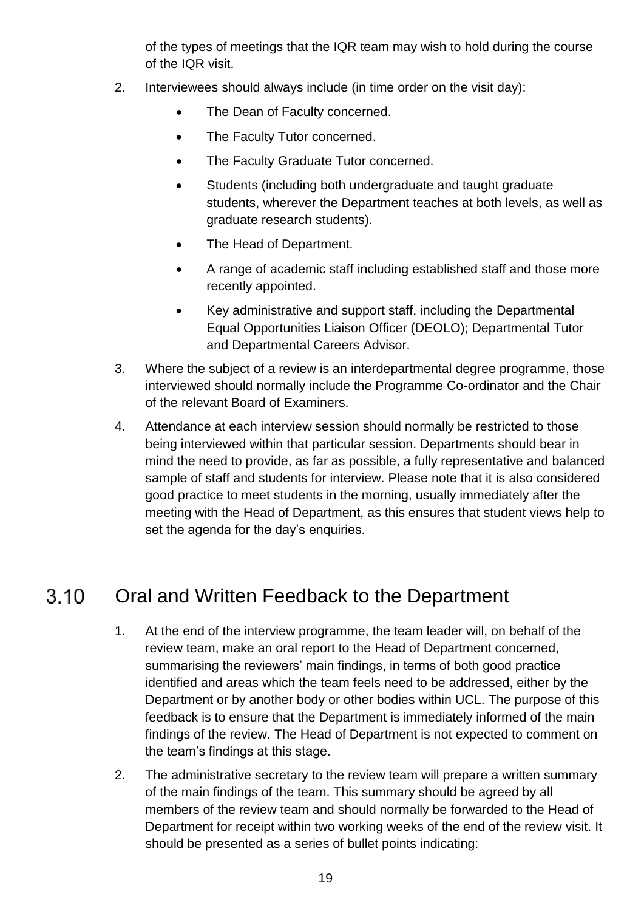of the types of meetings that the IQR team may wish to hold during the course of the IQR visit.

2. Interviewees should always include (in time order on the visit day):
   - The Dean of Faculty concerned.
   - The Faculty Tutor concerned.
   - The Faculty Graduate Tutor concerned.
   - Students (including both undergraduate and taught graduate students, wherever the Department teaches at both levels, as well as graduate research students).
   - The Head of Department.
   - A range of academic staff including established staff and those more recently appointed.
   - Key administrative and support staff, including the Departmental Equal Opportunities Liaison Officer (DEOLO); Departmental Tutor and Departmental Careers Advisor.
3. Where the subject of a review is an interdepartmental degree programme, those interviewed should normally include the Programme Co-ordinator and the Chair of the relevant Board of Examiners.
4. Attendance at each interview session should normally be restricted to those being interviewed within that particular session. Departments should bear in mind the need to provide, as far as possible, a fully representative and balanced sample of staff and students for interview. Please note that it is also considered good practice to meet students in the morning, usually immediately after the meeting with the Head of Department, as this ensures that student views help to set the agenda for the day's enquiries.

## 3.10 Oral and Written Feedback to the Department

1. At the end of the interview programme, the team leader will, on behalf of the review team, make an oral report to the Head of Department concerned, summarising the reviewers' main findings, in terms of both good practice identified and areas which the team feels need to be addressed, either by the Department or by another body or other bodies within UCL. The purpose of this feedback is to ensure that the Department is immediately informed of the main findings of the review. The Head of Department is not expected to comment on the team's findings at this stage.
2. The administrative secretary to the review team will prepare a written summary of the main findings of the team. This summary should be agreed by all members of the review team and should normally be forwarded to the Head of Department for receipt within two working weeks of the end of the review visit. It should be presented as a series of bullet points indicating: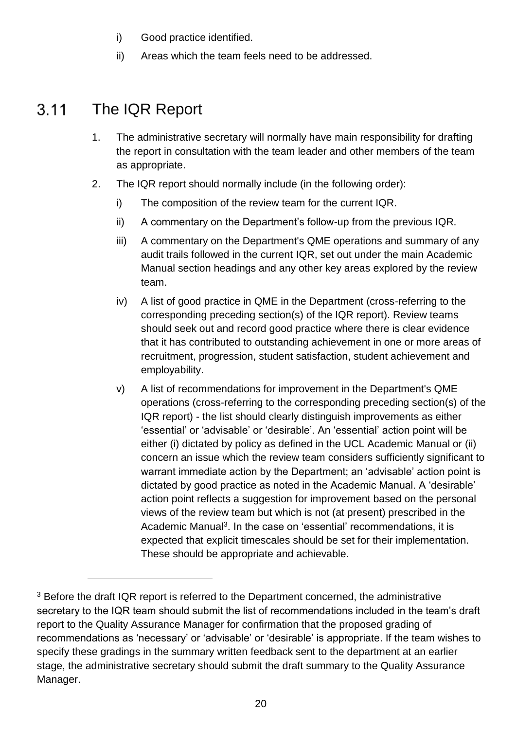i) Good practice identified.

ii) Areas which the team feels need to be addressed.

## 3.11 The IQR Report

1. The administrative secretary will normally have main responsibility for drafting the report in consultation with the team leader and other members of the team as appropriate.
2. The IQR report should normally include (in the following order):

   i) The composition of the review team for the current IQR.

   ii) A commentary on the Department's follow-up from the previous IQR.

   iii) A commentary on the Department's QME operations and summary of any audit trails followed in the current IQR, set out under the main Academic Manual section headings and any other key areas explored by the review team.

   iv) A list of good practice in QME in the Department (cross-referring to the corresponding preceding section(s) of the IQR report). Review teams should seek out and record good practice where there is clear evidence that it has contributed to outstanding achievement in one or more areas of recruitment, progression, student satisfaction, student achievement and employability.

   v) A list of recommendations for improvement in the Department's QME operations (cross-referring to the corresponding preceding section(s) of the IQR report) - the list should clearly distinguish improvements as either 'essential' or 'advisable' or 'desirable'. An 'essential' action point will be either (i) dictated by policy as defined in the UCL Academic Manual or (ii) concern an issue which the review team considers sufficiently significant to warrant immediate action by the Department; an 'advisable' action point is dictated by good practice as noted in the Academic Manual. A 'desirable' action point reflects a suggestion for improvement based on the personal views of the review team but which is not (at present) prescribed in the Academic Manual[3]. In the case on 'essential' recommendations, it is expected that explicit timescales should be set for their implementation. These should be appropriate and achievable.

---

[3] Before the draft IQR report is referred to the Department concerned, the administrative secretary to the IQR team should submit the list of recommendations included in the team's draft report to the Quality Assurance Manager for confirmation that the proposed grading of recommendations as 'necessary' or 'advisable' or 'desirable' is appropriate. If the team wishes to specify these gradings in the summary written feedback sent to the department at an earlier stage, the administrative secretary should submit the draft summary to the Quality Assurance Manager.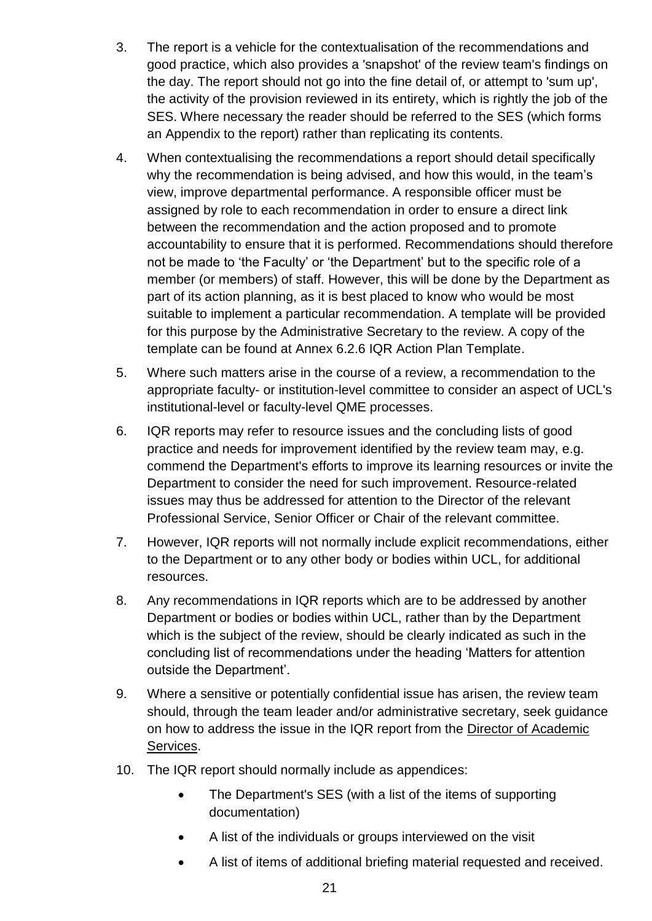3. The report is a vehicle for the contextualisation of the recommendations and good practice, which also provides a 'snapshot' of the review team's findings on the day. The report should not go into the fine detail of, or attempt to 'sum up', the activity of the provision reviewed in its entirety, which is rightly the job of the SES. Where necessary the reader should be referred to the SES (which forms an Appendix to the report) rather than replicating its contents.

4. When contextualising the recommendations a report should detail specifically why the recommendation is being advised, and how this would, in the team's view, improve departmental performance. A responsible officer must be assigned by role to each recommendation in order to ensure a direct link between the recommendation and the action proposed and to promote accountability to ensure that it is performed. Recommendations should therefore not be made to 'the Faculty' or 'the Department' but to the specific role of a member (or members) of staff. However, this will be done by the Department as part of its action planning, as it is best placed to know who would be most suitable to implement a particular recommendation. A template will be provided for this purpose by the Administrative Secretary to the review. A copy of the template can be found at Annex 6.2.6 IQR Action Plan Template.

5. Where such matters arise in the course of a review, a recommendation to the appropriate faculty- or institution-level committee to consider an aspect of UCL's institutional-level or faculty-level QME processes.

6. IQR reports may refer to resource issues and the concluding lists of good practice and needs for improvement identified by the review team may, e.g. commend the Department's efforts to improve its learning resources or invite the Department to consider the need for such improvement. Resource-related issues may thus be addressed for attention to the Director of the relevant Professional Service, Senior Officer or Chair of the relevant committee.

7. However, IQR reports will not normally include explicit recommendations, either to the Department or to any other body or bodies within UCL, for additional resources.

8. Any recommendations in IQR reports which are to be addressed by another Department or bodies or bodies within UCL, rather than by the Department which is the subject of the review, should be clearly indicated as such in the concluding list of recommendations under the heading 'Matters for attention outside the Department'.

9. Where a sensitive or potentially confidential issue has arisen, the review team should, through the team leader and/or administrative secretary, seek guidance on how to address the issue in the IQR report from the Director of Academic Services.

10. The IQR report should normally include as appendices:
    - The Department's SES (with a list of the items of supporting documentation)
    - A list of the individuals or groups interviewed on the visit
    - A list of items of additional briefing material requested and received.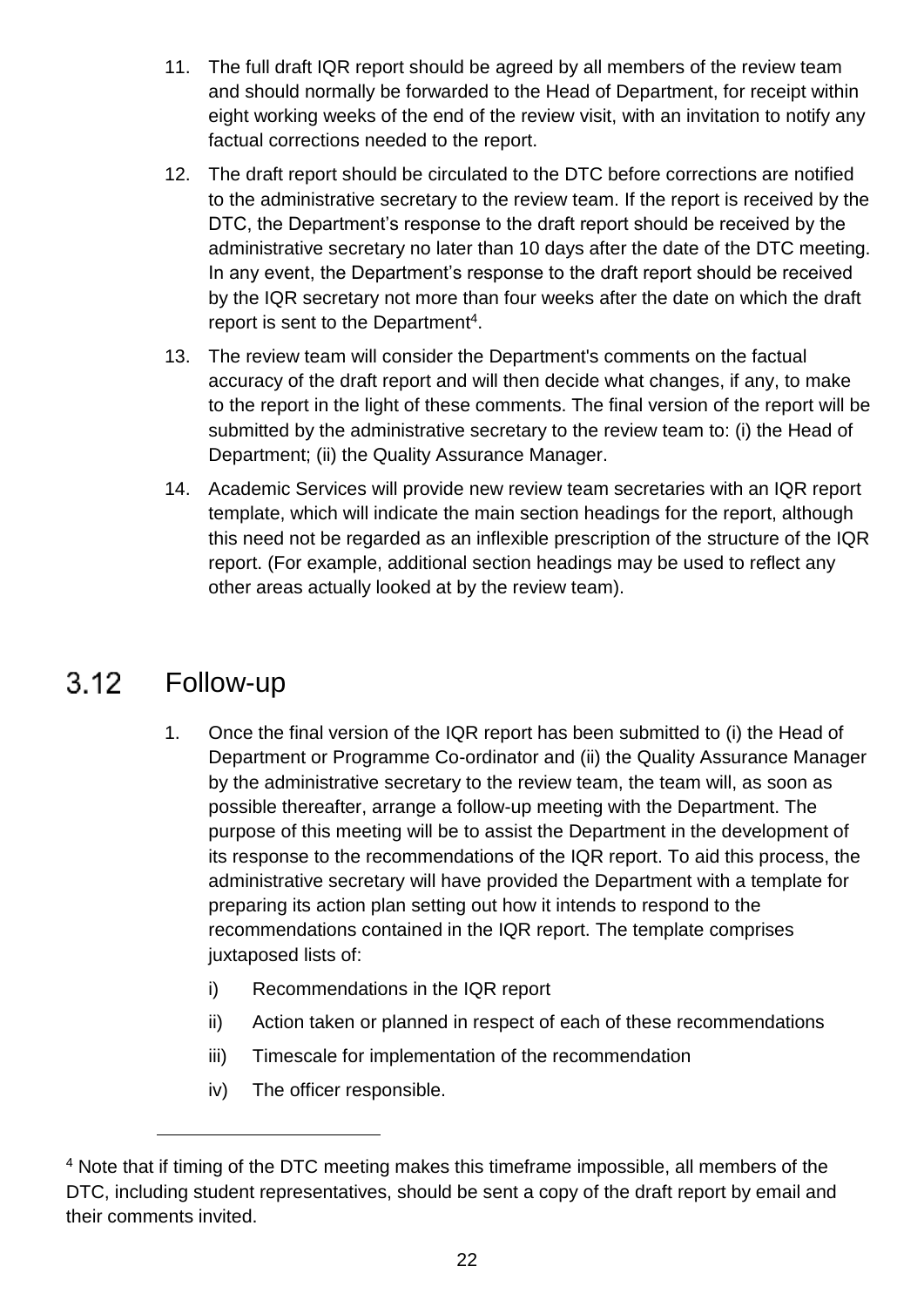11. The full draft IQR report should be agreed by all members of the review team and should normally be forwarded to the Head of Department, for receipt within eight working weeks of the end of the review visit, with an invitation to notify any factual corrections needed to the report.
12. The draft report should be circulated to the DTC before corrections are notified to the administrative secretary to the review team. If the report is received by the DTC, the Department's response to the draft report should be received by the administrative secretary no later than 10 days after the date of the DTC meeting. In any event, the Department's response to the draft report should be received by the IQR secretary not more than four weeks after the date on which the draft report is sent to the Department[4].
13. The review team will consider the Department's comments on the factual accuracy of the draft report and will then decide what changes, if any, to make to the report in the light of these comments. The final version of the report will be submitted by the administrative secretary to the review team to: (i) the Head of Department; (ii) the Quality Assurance Manager.
14. Academic Services will provide new review team secretaries with an IQR report template, which will indicate the main section headings for the report, although this need not be regarded as an inflexible prescription of the structure of the IQR report. (For example, additional section headings may be used to reflect any other areas actually looked at by the review team).

## 3.12 Follow-up

1. Once the final version of the IQR report has been submitted to (i) the Head of Department or Programme Co-ordinator and (ii) the Quality Assurance Manager by the administrative secretary to the review team, the team will, as soon as possible thereafter, arrange a follow-up meeting with the Department. The purpose of this meeting will be to assist the Department in the development of its response to the recommendations of the IQR report. To aid this process, the administrative secretary will have provided the Department with a template for preparing its action plan setting out how it intends to respond to the recommendations contained in the IQR report. The template comprises juxtaposed lists of:
   - i) Recommendations in the IQR report
   - ii) Action taken or planned in respect of each of these recommendations
   - iii) Timescale for implementation of the recommendation
   - iv) The officer responsible.

---

[4] Note that if timing of the DTC meeting makes this timeframe impossible, all members of the DTC, including student representatives, should be sent a copy of the draft report by email and their comments invited.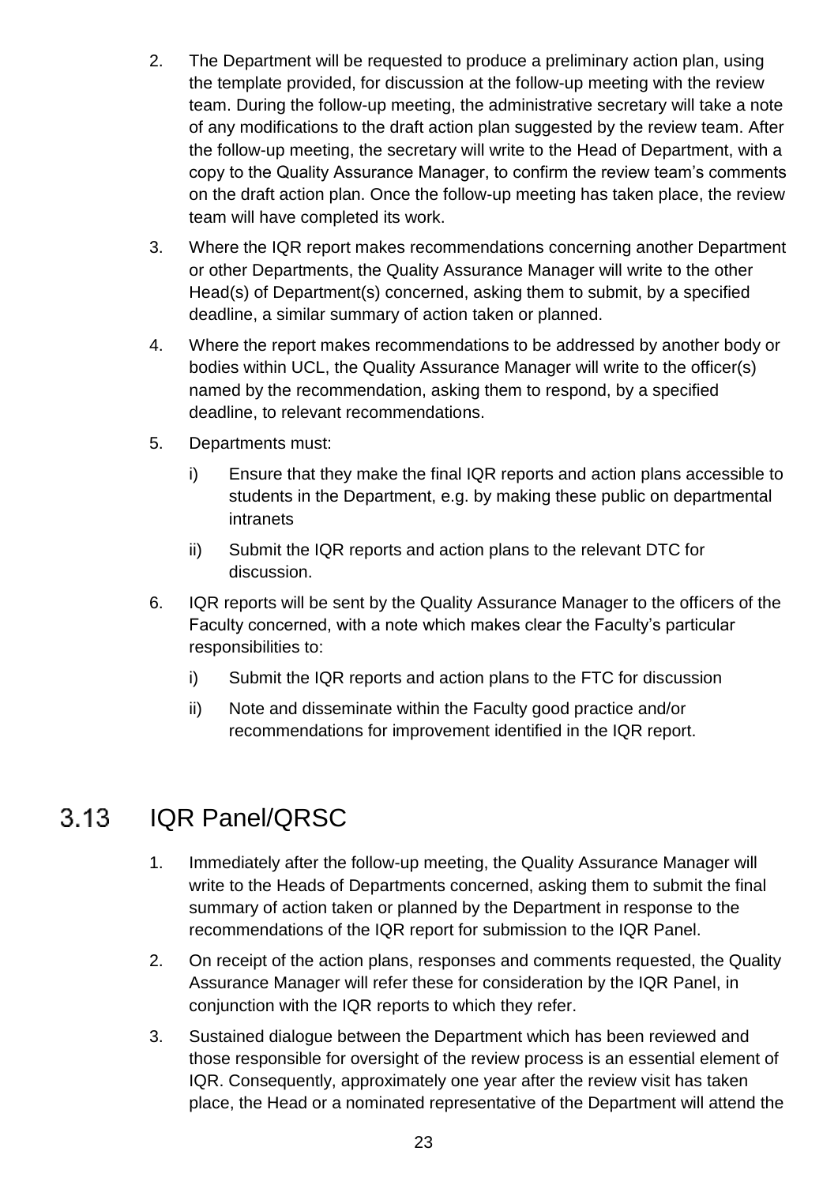2. The Department will be requested to produce a preliminary action plan, using the template provided, for discussion at the follow-up meeting with the review team. During the follow-up meeting, the administrative secretary will take a note of any modifications to the draft action plan suggested by the review team. After the follow-up meeting, the secretary will write to the Head of Department, with a copy to the Quality Assurance Manager, to confirm the review team's comments on the draft action plan. Once the follow-up meeting has taken place, the review team will have completed its work.

3. Where the IQR report makes recommendations concerning another Department or other Departments, the Quality Assurance Manager will write to the other Head(s) of Department(s) concerned, asking them to submit, by a specified deadline, a similar summary of action taken or planned.

4. Where the report makes recommendations to be addressed by another body or bodies within UCL, the Quality Assurance Manager will write to the officer(s) named by the recommendation, asking them to respond, by a specified deadline, to relevant recommendations.

5. Departments must:

   i) Ensure that they make the final IQR reports and action plans accessible to students in the Department, e.g. by making these public on departmental intranets

   ii) Submit the IQR reports and action plans to the relevant DTC for discussion.

6. IQR reports will be sent by the Quality Assurance Manager to the officers of the Faculty concerned, with a note which makes clear the Faculty's particular responsibilities to:

   i) Submit the IQR reports and action plans to the FTC for discussion

   ii) Note and disseminate within the Faculty good practice and/or recommendations for improvement identified in the IQR report.

## 3.13 IQR Panel/QRSC

1. Immediately after the follow-up meeting, the Quality Assurance Manager will write to the Heads of Departments concerned, asking them to submit the final summary of action taken or planned by the Department in response to the recommendations of the IQR report for submission to the IQR Panel.

2. On receipt of the action plans, responses and comments requested, the Quality Assurance Manager will refer these for consideration by the IQR Panel, in conjunction with the IQR reports to which they refer.

3. Sustained dialogue between the Department which has been reviewed and those responsible for oversight of the review process is an essential element of IQR. Consequently, approximately one year after the review visit has taken place, the Head or a nominated representative of the Department will attend the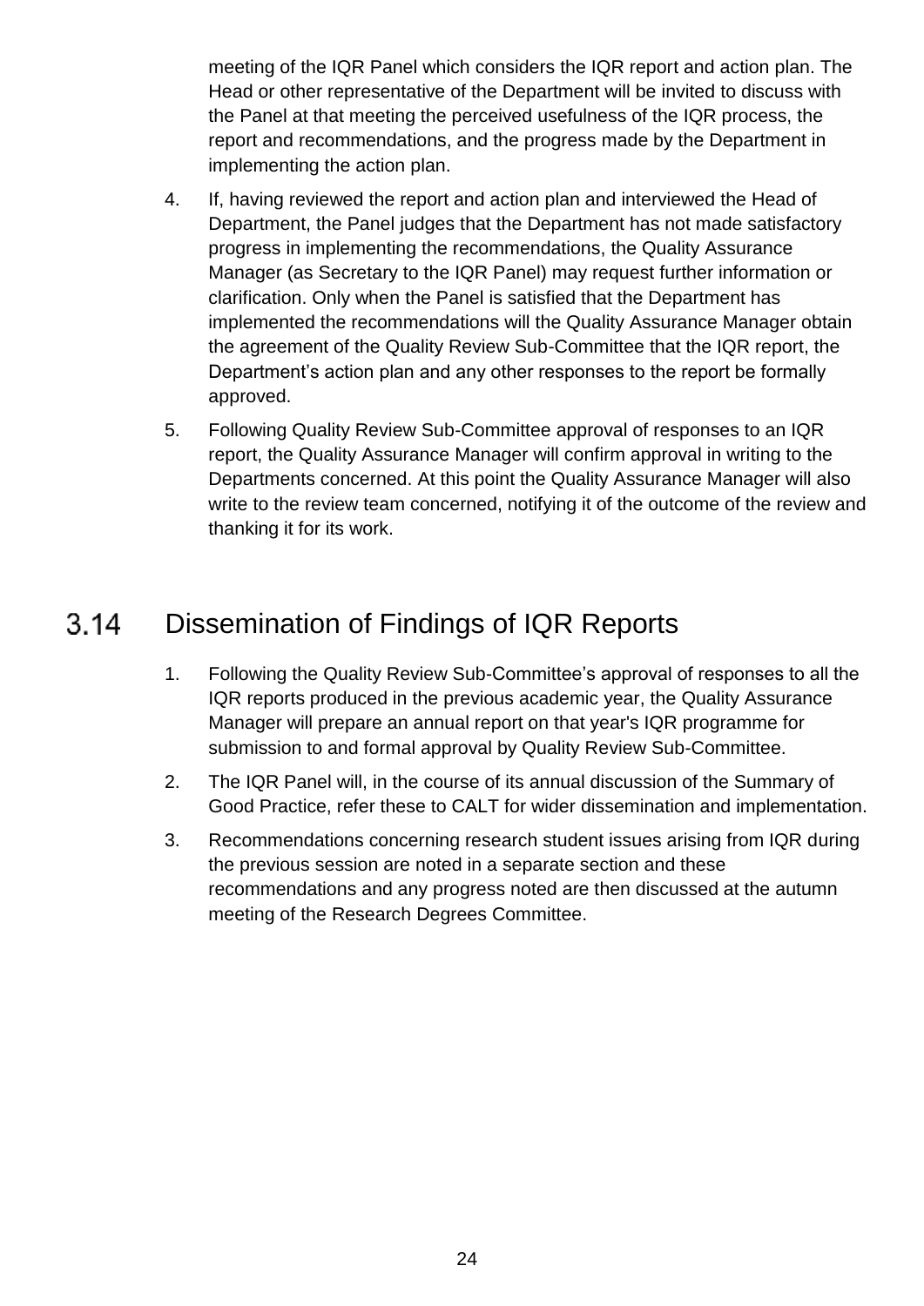meeting of the IQR Panel which considers the IQR report and action plan. The Head or other representative of the Department will be invited to discuss with the Panel at that meeting the perceived usefulness of the IQR process, the report and recommendations, and the progress made by the Department in implementing the action plan.

4. If, having reviewed the report and action plan and interviewed the Head of Department, the Panel judges that the Department has not made satisfactory progress in implementing the recommendations, the Quality Assurance Manager (as Secretary to the IQR Panel) may request further information or clarification. Only when the Panel is satisfied that the Department has implemented the recommendations will the Quality Assurance Manager obtain the agreement of the Quality Review Sub-Committee that the IQR report, the Department's action plan and any other responses to the report be formally approved.
5. Following Quality Review Sub-Committee approval of responses to an IQR report, the Quality Assurance Manager will confirm approval in writing to the Departments concerned. At this point the Quality Assurance Manager will also write to the review team concerned, notifying it of the outcome of the review and thanking it for its work.

## 3.14 Dissemination of Findings of IQR Reports

1. Following the Quality Review Sub-Committee's approval of responses to all the IQR reports produced in the previous academic year, the Quality Assurance Manager will prepare an annual report on that year's IQR programme for submission to and formal approval by Quality Review Sub-Committee.
2. The IQR Panel will, in the course of its annual discussion of the Summary of Good Practice, refer these to CALT for wider dissemination and implementation.
3. Recommendations concerning research student issues arising from IQR during the previous session are noted in a separate section and these recommendations and any progress noted are then discussed at the autumn meeting of the Research Degrees Committee.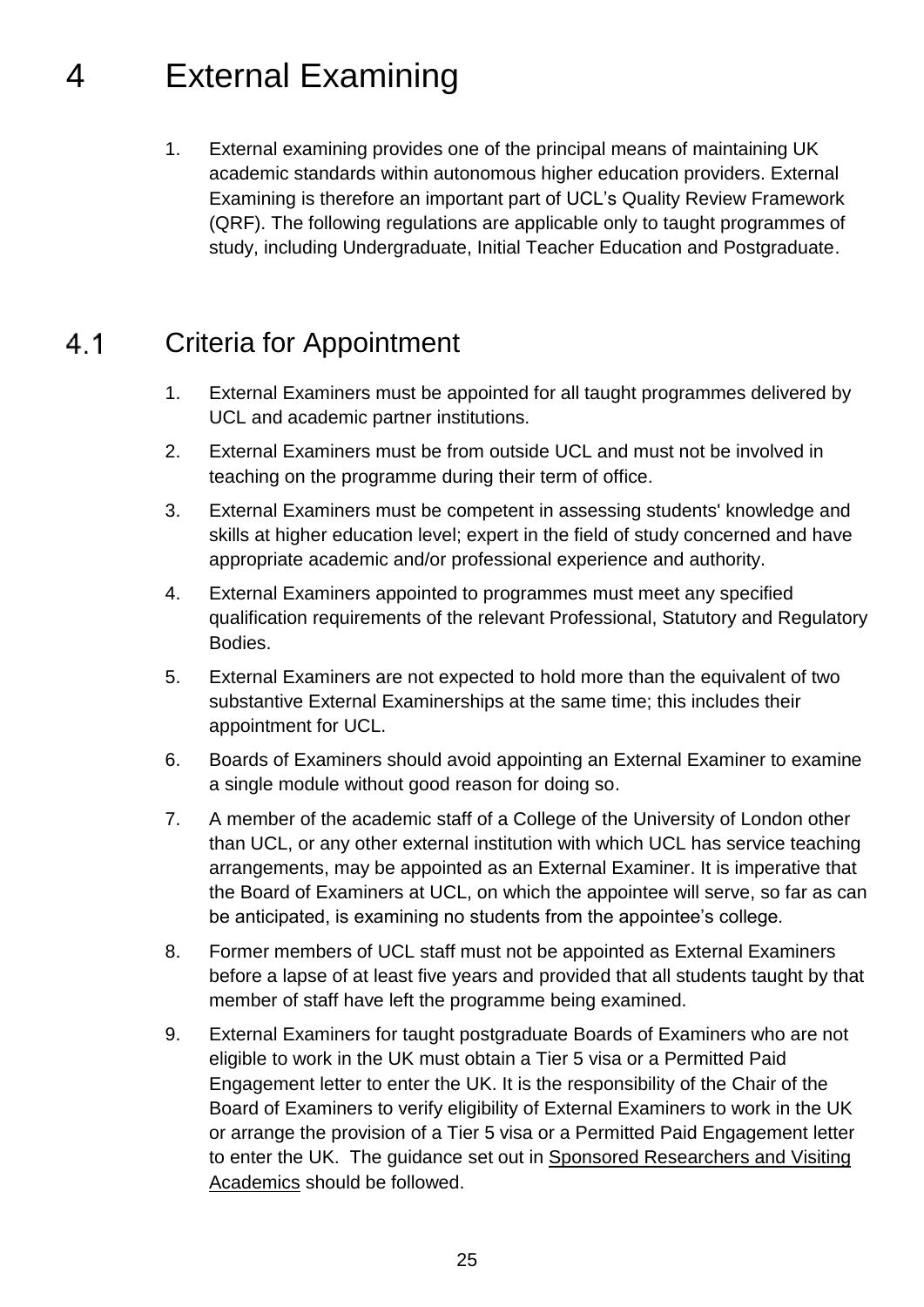# 4 External Examining

1. External examining provides one of the principal means of maintaining UK academic standards within autonomous higher education providers. External Examining is therefore an important part of UCL's Quality Review Framework (QRF). The following regulations are applicable only to taught programmes of study, including Undergraduate, Initial Teacher Education and Postgraduate.

## 4.1 Criteria for Appointment

1. External Examiners must be appointed for all taught programmes delivered by UCL and academic partner institutions.
2. External Examiners must be from outside UCL and must not be involved in teaching on the programme during their term of office.
3. External Examiners must be competent in assessing students' knowledge and skills at higher education level; expert in the field of study concerned and have appropriate academic and/or professional experience and authority.
4. External Examiners appointed to programmes must meet any specified qualification requirements of the relevant Professional, Statutory and Regulatory Bodies.
5. External Examiners are not expected to hold more than the equivalent of two substantive External Examinerships at the same time; this includes their appointment for UCL.
6. Boards of Examiners should avoid appointing an External Examiner to examine a single module without good reason for doing so.
7. A member of the academic staff of a College of the University of London other than UCL, or any other external institution with which UCL has service teaching arrangements, may be appointed as an External Examiner. It is imperative that the Board of Examiners at UCL, on which the appointee will serve, so far as can be anticipated, is examining no students from the appointee's college.
8. Former members of UCL staff must not be appointed as External Examiners before a lapse of at least five years and provided that all students taught by that member of staff have left the programme being examined.
9. External Examiners for taught postgraduate Boards of Examiners who are not eligible to work in the UK must obtain a Tier 5 visa or a Permitted Paid Engagement letter to enter the UK. It is the responsibility of the Chair of the Board of Examiners to verify eligibility of External Examiners to work in the UK or arrange the provision of a Tier 5 visa or a Permitted Paid Engagement letter to enter the UK. The guidance set out in Sponsored Researchers and Visiting Academics should be followed.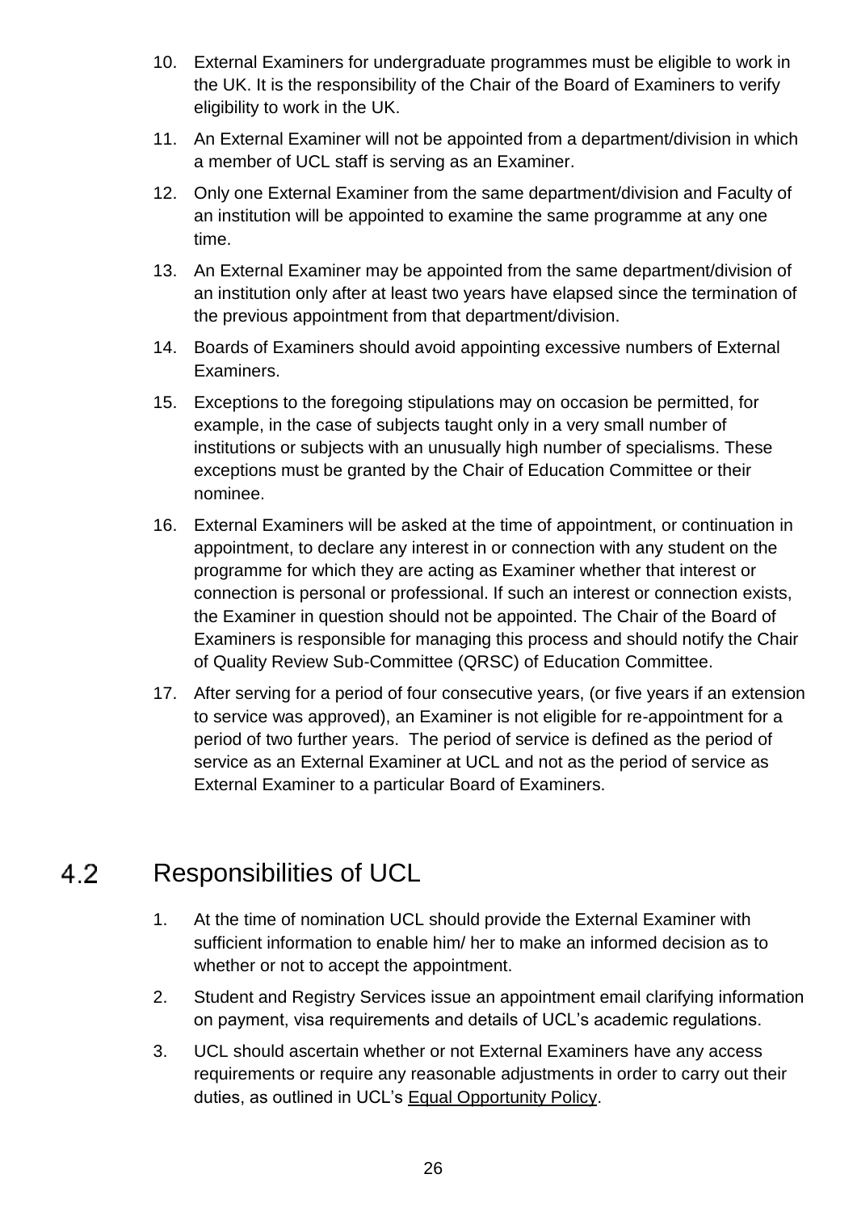10. External Examiners for undergraduate programmes must be eligible to work in the UK. It is the responsibility of the Chair of the Board of Examiners to verify eligibility to work in the UK.
11. An External Examiner will not be appointed from a department/division in which a member of UCL staff is serving as an Examiner.
12. Only one External Examiner from the same department/division and Faculty of an institution will be appointed to examine the same programme at any one time.
13. An External Examiner may be appointed from the same department/division of an institution only after at least two years have elapsed since the termination of the previous appointment from that department/division.
14. Boards of Examiners should avoid appointing excessive numbers of External Examiners.
15. Exceptions to the foregoing stipulations may on occasion be permitted, for example, in the case of subjects taught only in a very small number of institutions or subjects with an unusually high number of specialisms. These exceptions must be granted by the Chair of Education Committee or their nominee.
16. External Examiners will be asked at the time of appointment, or continuation in appointment, to declare any interest in or connection with any student on the programme for which they are acting as Examiner whether that interest or connection is personal or professional. If such an interest or connection exists, the Examiner in question should not be appointed. The Chair of the Board of Examiners is responsible for managing this process and should notify the Chair of Quality Review Sub-Committee (QRSC) of Education Committee.
17. After serving for a period of four consecutive years, (or five years if an extension to service was approved), an Examiner is not eligible for re-appointment for a period of two further years. The period of service is defined as the period of service as an External Examiner at UCL and not as the period of service as External Examiner to a particular Board of Examiners.

## 4.2 Responsibilities of UCL

1. At the time of nomination UCL should provide the External Examiner with sufficient information to enable him/ her to make an informed decision as to whether or not to accept the appointment.
2. Student and Registry Services issue an appointment email clarifying information on payment, visa requirements and details of UCL's academic regulations.
3. UCL should ascertain whether or not External Examiners have any access requirements or require any reasonable adjustments in order to carry out their duties, as outlined in UCL's Equal Opportunity Policy.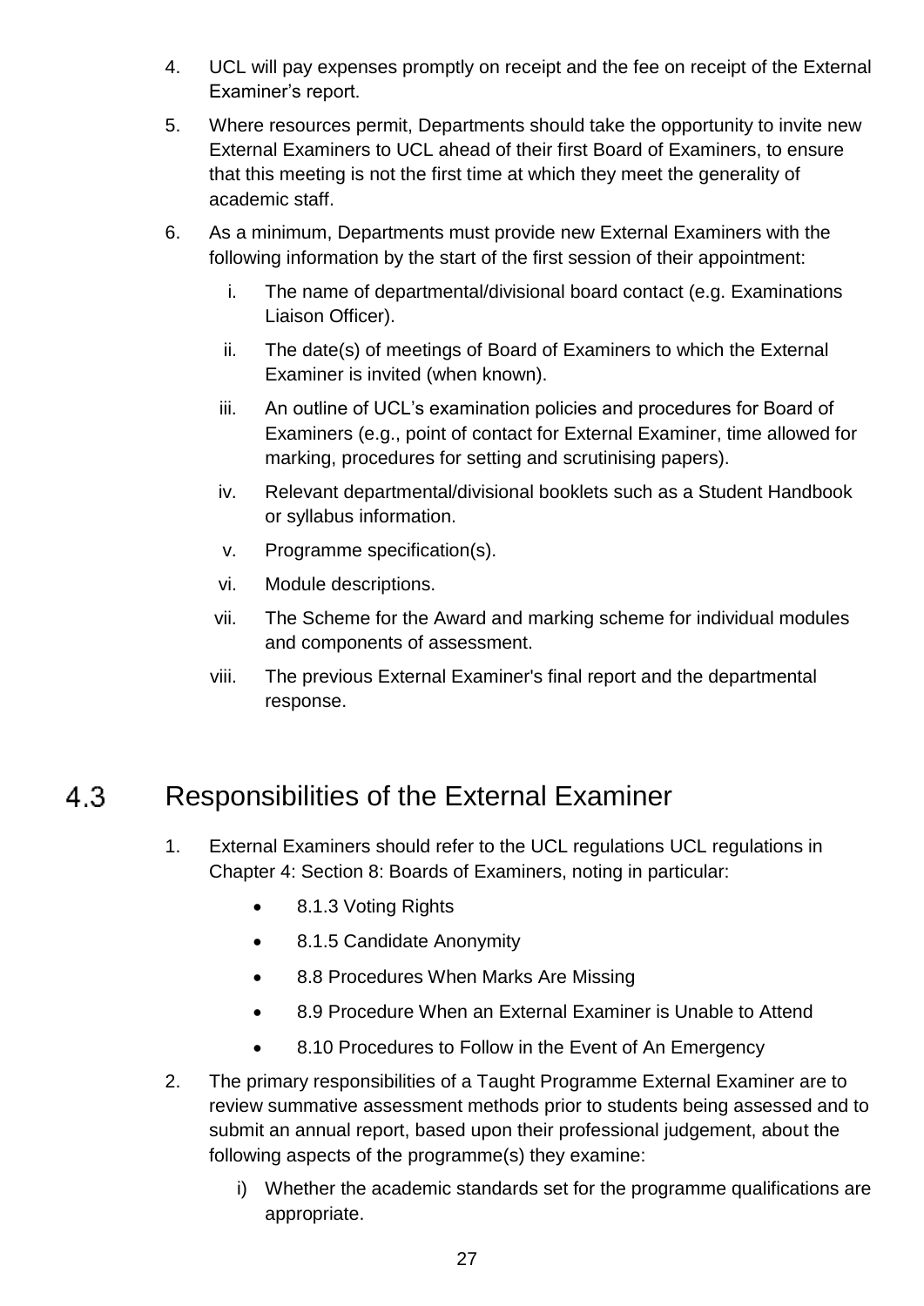4. UCL will pay expenses promptly on receipt and the fee on receipt of the External Examiner's report.
5. Where resources permit, Departments should take the opportunity to invite new External Examiners to UCL ahead of their first Board of Examiners, to ensure that this meeting is not the first time at which they meet the generality of academic staff.
6. As a minimum, Departments must provide new External Examiners with the following information by the start of the first session of their appointment:
    i. The name of departmental/divisional board contact (e.g. Examinations Liaison Officer).
    ii. The date(s) of meetings of Board of Examiners to which the External Examiner is invited (when known).
    iii. An outline of UCL's examination policies and procedures for Board of Examiners (e.g., point of contact for External Examiner, time allowed for marking, procedures for setting and scrutinising papers).
    iv. Relevant departmental/divisional booklets such as a Student Handbook or syllabus information.
    v. Programme specification(s).
    vi. Module descriptions.
    vii. The Scheme for the Award and marking scheme for individual modules and components of assessment.
    viii. The previous External Examiner's final report and the departmental response.

## 4.3 Responsibilities of the External Examiner

1. External Examiners should refer to the UCL regulations UCL regulations in Chapter 4: Section 8: Boards of Examiners, noting in particular:
    - 8.1.3 Voting Rights
    - 8.1.5 Candidate Anonymity
    - 8.8 Procedures When Marks Are Missing
    - 8.9 Procedure When an External Examiner is Unable to Attend
    - 8.10 Procedures to Follow in the Event of An Emergency
2. The primary responsibilities of a Taught Programme External Examiner are to review summative assessment methods prior to students being assessed and to submit an annual report, based upon their professional judgement, about the following aspects of the programme(s) they examine:
    i) Whether the academic standards set for the programme qualifications are appropriate.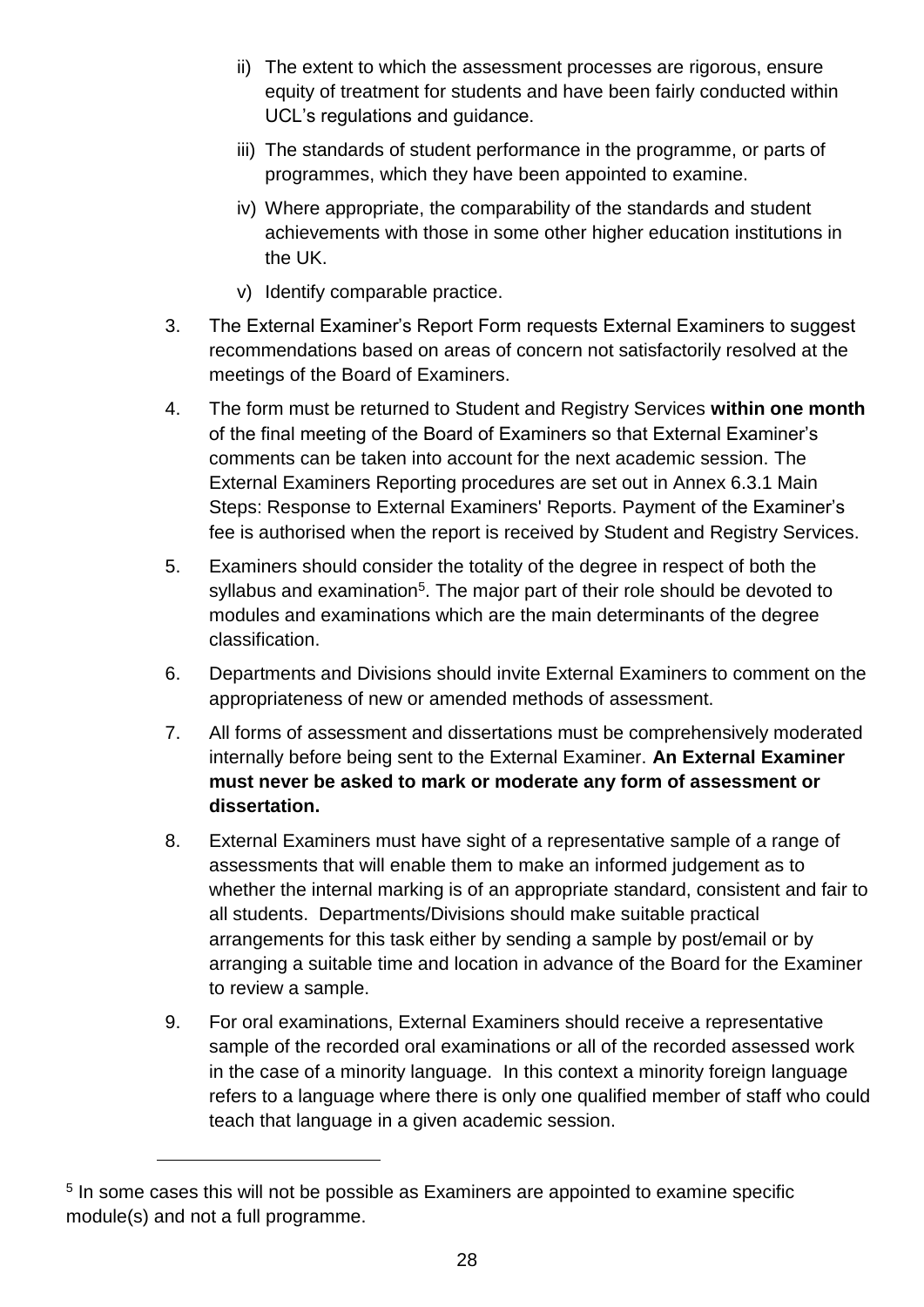ii) The extent to which the assessment processes are rigorous, ensure equity of treatment for students and have been fairly conducted within UCL's regulations and guidance.

iii) The standards of student performance in the programme, or parts of programmes, which they have been appointed to examine.

iv) Where appropriate, the comparability of the standards and student achievements with those in some other higher education institutions in the UK.

v) Identify comparable practice.

3. The External Examiner's Report Form requests External Examiners to suggest recommendations based on areas of concern not satisfactorily resolved at the meetings of the Board of Examiners.

4. The form must be returned to Student and Registry Services **within one month** of the final meeting of the Board of Examiners so that External Examiner's comments can be taken into account for the next academic session. The External Examiners Reporting procedures are set out in Annex 6.3.1 Main Steps: Response to External Examiners' Reports. Payment of the Examiner's fee is authorised when the report is received by Student and Registry Services.

5. Examiners should consider the totality of the degree in respect of both the syllabus and examination[5]. The major part of their role should be devoted to modules and examinations which are the main determinants of the degree classification.

6. Departments and Divisions should invite External Examiners to comment on the appropriateness of new or amended methods of assessment.

7. All forms of assessment and dissertations must be comprehensively moderated internally before being sent to the External Examiner. **An External Examiner must never be asked to mark or moderate any form of assessment or dissertation.**

8. External Examiners must have sight of a representative sample of a range of assessments that will enable them to make an informed judgement as to whether the internal marking is of an appropriate standard, consistent and fair to all students. Departments/Divisions should make suitable practical arrangements for this task either by sending a sample by post/email or by arranging a suitable time and location in advance of the Board for the Examiner to review a sample.

9. For oral examinations, External Examiners should receive a representative sample of the recorded oral examinations or all of the recorded assessed work in the case of a minority language. In this context a minority foreign language refers to a language where there is only one qualified member of staff who could teach that language in a given academic session.

---

[5] In some cases this will not be possible as Examiners are appointed to examine specific module(s) and not a full programme.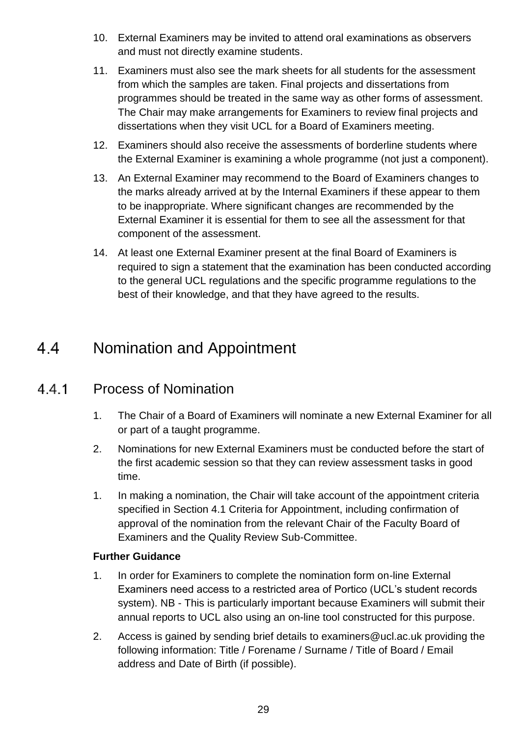10. External Examiners may be invited to attend oral examinations as observers and must not directly examine students.
11. Examiners must also see the mark sheets for all students for the assessment from which the samples are taken. Final projects and dissertations from programmes should be treated in the same way as other forms of assessment. The Chair may make arrangements for Examiners to review final projects and dissertations when they visit UCL for a Board of Examiners meeting.
12. Examiners should also receive the assessments of borderline students where the External Examiner is examining a whole programme (not just a component).
13. An External Examiner may recommend to the Board of Examiners changes to the marks already arrived at by the Internal Examiners if these appear to them to be inappropriate. Where significant changes are recommended by the External Examiner it is essential for them to see all the assessment for that component of the assessment.
14. At least one External Examiner present at the final Board of Examiners is required to sign a statement that the examination has been conducted according to the general UCL regulations and the specific programme regulations to the best of their knowledge, and that they have agreed to the results.

## 4.4 Nomination and Appointment

### 4.4.1 Process of Nomination

1. The Chair of a Board of Examiners will nominate a new External Examiner for all or part of a taught programme.
2. Nominations for new External Examiners must be conducted before the start of the first academic session so that they can review assessment tasks in good time.
1. In making a nomination, the Chair will take account of the appointment criteria specified in Section 4.1 Criteria for Appointment, including confirmation of approval of the nomination from the relevant Chair of the Faculty Board of Examiners and the Quality Review Sub-Committee.

**Further Guidance**

1. In order for Examiners to complete the nomination form on-line External Examiners need access to a restricted area of Portico (UCL's student records system). NB - This is particularly important because Examiners will submit their annual reports to UCL also using an on-line tool constructed for this purpose.
2. Access is gained by sending brief details to examiners@ucl.ac.uk providing the following information: Title / Forename / Surname / Title of Board / Email address and Date of Birth (if possible).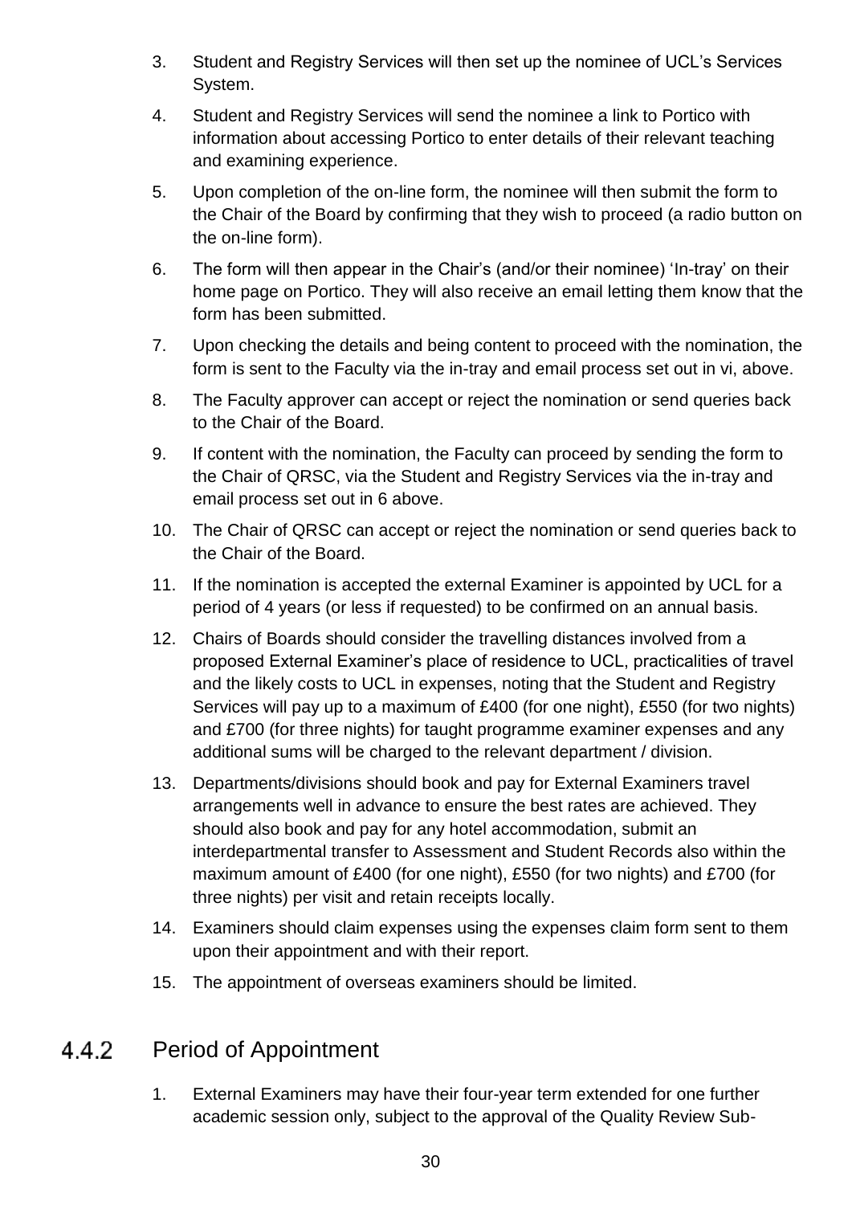3. Student and Registry Services will then set up the nominee of UCL's Services System.
4. Student and Registry Services will send the nominee a link to Portico with information about accessing Portico to enter details of their relevant teaching and examining experience.
5. Upon completion of the on-line form, the nominee will then submit the form to the Chair of the Board by confirming that they wish to proceed (a radio button on the on-line form).
6. The form will then appear in the Chair's (and/or their nominee) 'In-tray' on their home page on Portico. They will also receive an email letting them know that the form has been submitted.
7. Upon checking the details and being content to proceed with the nomination, the form is sent to the Faculty via the in-tray and email process set out in vi, above.
8. The Faculty approver can accept or reject the nomination or send queries back to the Chair of the Board.
9. If content with the nomination, the Faculty can proceed by sending the form to the Chair of QRSC, via the Student and Registry Services via the in-tray and email process set out in 6 above.
10. The Chair of QRSC can accept or reject the nomination or send queries back to the Chair of the Board.
11. If the nomination is accepted the external Examiner is appointed by UCL for a period of 4 years (or less if requested) to be confirmed on an annual basis.
12. Chairs of Boards should consider the travelling distances involved from a proposed External Examiner's place of residence to UCL, practicalities of travel and the likely costs to UCL in expenses, noting that the Student and Registry Services will pay up to a maximum of £400 (for one night), £550 (for two nights) and £700 (for three nights) for taught programme examiner expenses and any additional sums will be charged to the relevant department / division.
13. Departments/divisions should book and pay for External Examiners travel arrangements well in advance to ensure the best rates are achieved. They should also book and pay for any hotel accommodation, submit an interdepartmental transfer to Assessment and Student Records also within the maximum amount of £400 (for one night), £550 (for two nights) and £700 (for three nights) per visit and retain receipts locally.
14. Examiners should claim expenses using the expenses claim form sent to them upon their appointment and with their report.
15. The appointment of overseas examiners should be limited.

### 4.4.2 Period of Appointment

1. External Examiners may have their four-year term extended for one further academic session only, subject to the approval of the Quality Review Sub-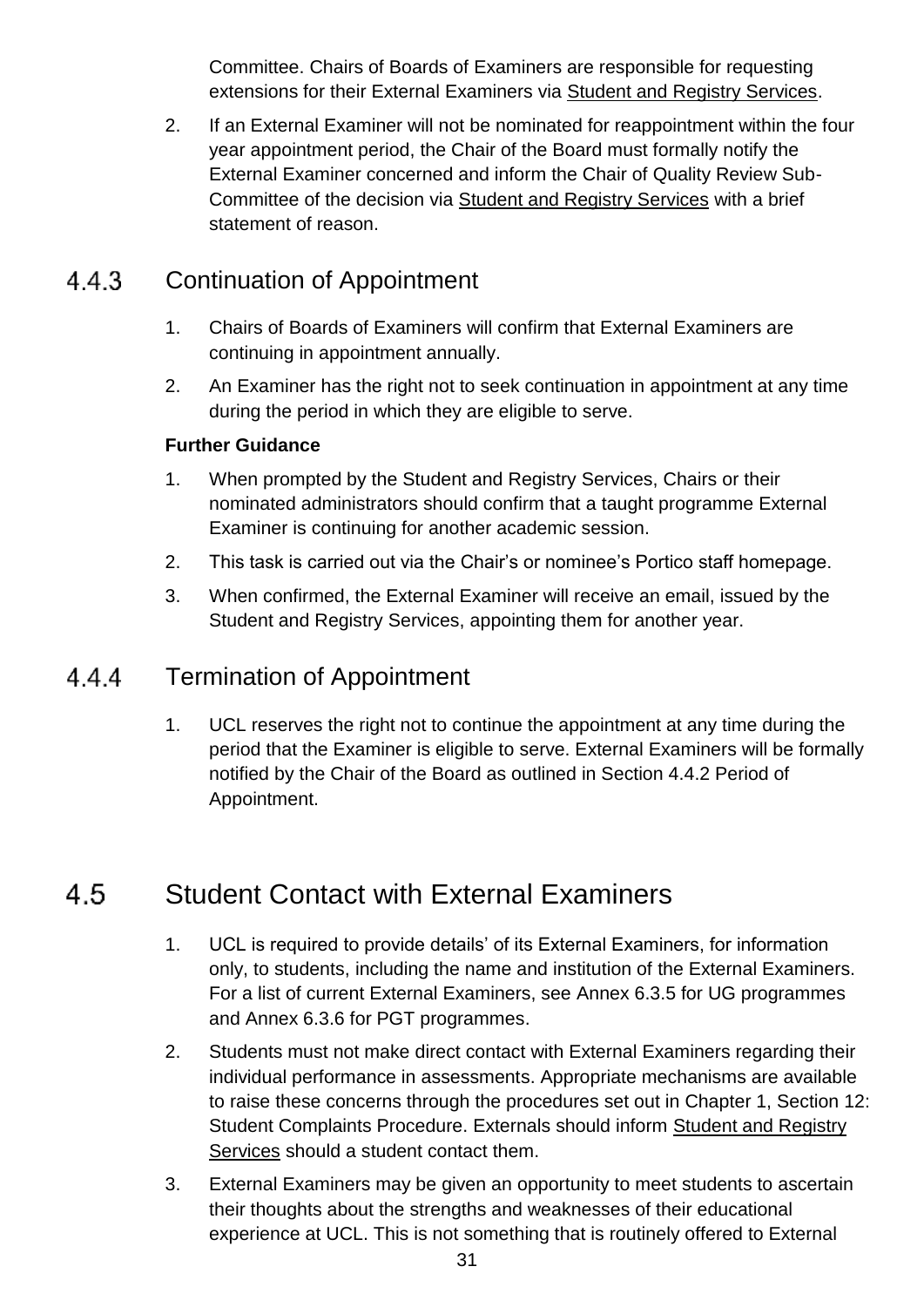Committee. Chairs of Boards of Examiners are responsible for requesting extensions for their External Examiners via Student and Registry Services.

2. If an External Examiner will not be nominated for reappointment within the four year appointment period, the Chair of the Board must formally notify the External Examiner concerned and inform the Chair of Quality Review Sub-Committee of the decision via Student and Registry Services with a brief statement of reason.

### 4.4.3 Continuation of Appointment

1. Chairs of Boards of Examiners will confirm that External Examiners are continuing in appointment annually.
2. An Examiner has the right not to seek continuation in appointment at any time during the period in which they are eligible to serve.

**Further Guidance**

1. When prompted by the Student and Registry Services, Chairs or their nominated administrators should confirm that a taught programme External Examiner is continuing for another academic session.
2. This task is carried out via the Chair's or nominee's Portico staff homepage.
3. When confirmed, the External Examiner will receive an email, issued by the Student and Registry Services, appointing them for another year.

### 4.4.4 Termination of Appointment

1. UCL reserves the right not to continue the appointment at any time during the period that the Examiner is eligible to serve. External Examiners will be formally notified by the Chair of the Board as outlined in Section 4.4.2 Period of Appointment.

## 4.5 Student Contact with External Examiners

1. UCL is required to provide details' of its External Examiners, for information only, to students, including the name and institution of the External Examiners. For a list of current External Examiners, see Annex 6.3.5 for UG programmes and Annex 6.3.6 for PGT programmes.
2. Students must not make direct contact with External Examiners regarding their individual performance in assessments. Appropriate mechanisms are available to raise these concerns through the procedures set out in Chapter 1, Section 12: Student Complaints Procedure. Externals should inform Student and Registry Services should a student contact them.
3. External Examiners may be given an opportunity to meet students to ascertain their thoughts about the strengths and weaknesses of their educational experience at UCL. This is not something that is routinely offered to External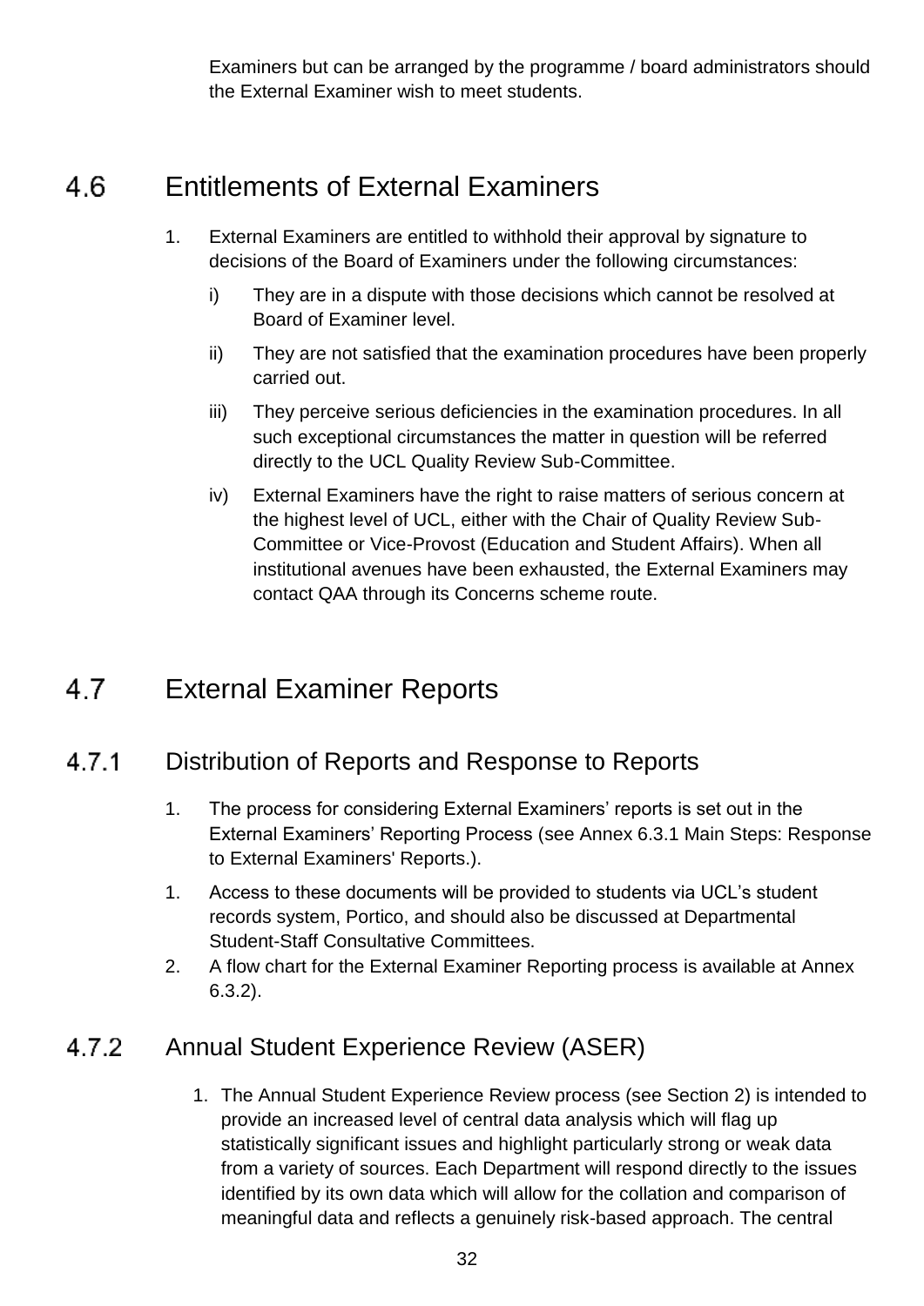Examiners but can be arranged by the programme / board administrators should the External Examiner wish to meet students.

## 4.6 Entitlements of External Examiners

1. External Examiners are entitled to withhold their approval by signature to decisions of the Board of Examiners under the following circumstances:
   i) They are in a dispute with those decisions which cannot be resolved at Board of Examiner level.
   ii) They are not satisfied that the examination procedures have been properly carried out.
   iii) They perceive serious deficiencies in the examination procedures. In all such exceptional circumstances the matter in question will be referred directly to the UCL Quality Review Sub-Committee.
   iv) External Examiners have the right to raise matters of serious concern at the highest level of UCL, either with the Chair of Quality Review Sub-Committee or Vice-Provost (Education and Student Affairs). When all institutional avenues have been exhausted, the External Examiners may contact QAA through its Concerns scheme route.

## 4.7 External Examiner Reports

### 4.7.1 Distribution of Reports and Response to Reports

1. The process for considering External Examiners' reports is set out in the External Examiners' Reporting Process (see Annex 6.3.1 Main Steps: Response to External Examiners' Reports.).
1. Access to these documents will be provided to students via UCL's student records system, Portico, and should also be discussed at Departmental Student-Staff Consultative Committees.
2. A flow chart for the External Examiner Reporting process is available at Annex 6.3.2).

### 4.7.2 Annual Student Experience Review (ASER)

1. The Annual Student Experience Review process (see Section 2) is intended to provide an increased level of central data analysis which will flag up statistically significant issues and highlight particularly strong or weak data from a variety of sources. Each Department will respond directly to the issues identified by its own data which will allow for the collation and comparison of meaningful data and reflects a genuinely risk-based approach. The central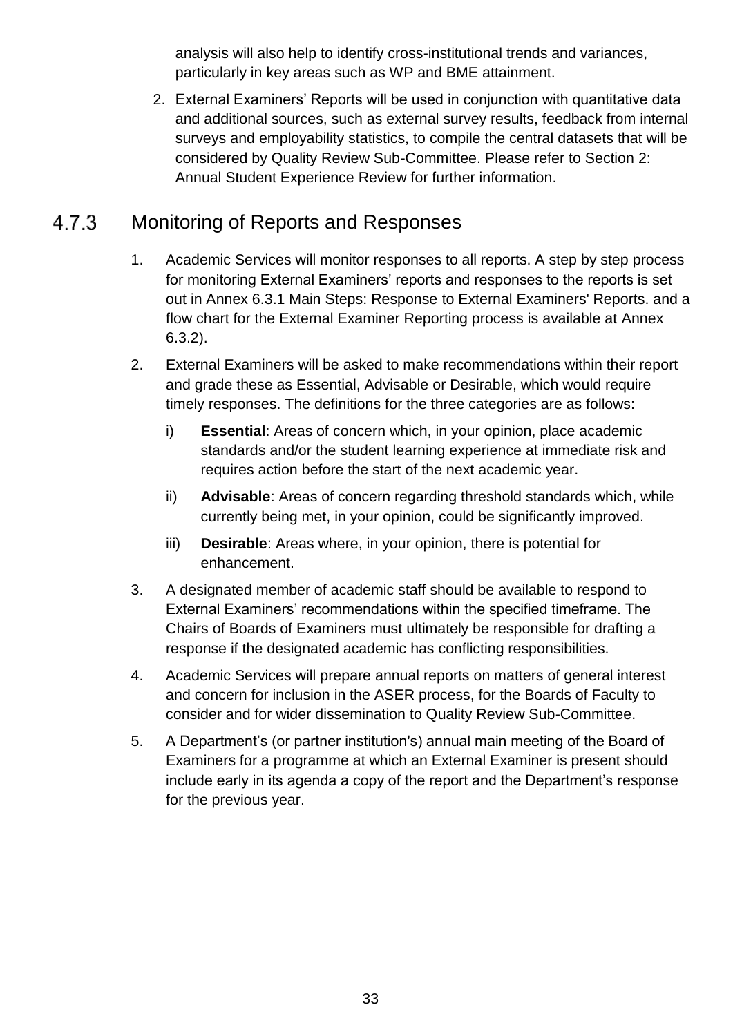analysis will also help to identify cross-institutional trends and variances, particularly in key areas such as WP and BME attainment.

2. External Examiners' Reports will be used in conjunction with quantitative data and additional sources, such as external survey results, feedback from internal surveys and employability statistics, to compile the central datasets that will be considered by Quality Review Sub-Committee. Please refer to Section 2: Annual Student Experience Review for further information.

### 4.7.3 Monitoring of Reports and Responses

1. Academic Services will monitor responses to all reports. A step by step process for monitoring External Examiners' reports and responses to the reports is set out in Annex 6.3.1 Main Steps: Response to External Examiners' Reports. and a flow chart for the External Examiner Reporting process is available at Annex 6.3.2).
2. External Examiners will be asked to make recommendations within their report and grade these as Essential, Advisable or Desirable, which would require timely responses. The definitions for the three categories are as follows:
   i) **Essential**: Areas of concern which, in your opinion, place academic standards and/or the student learning experience at immediate risk and requires action before the start of the next academic year.
   ii) **Advisable**: Areas of concern regarding threshold standards which, while currently being met, in your opinion, could be significantly improved.
   iii) **Desirable**: Areas where, in your opinion, there is potential for enhancement.
3. A designated member of academic staff should be available to respond to External Examiners' recommendations within the specified timeframe. The Chairs of Boards of Examiners must ultimately be responsible for drafting a response if the designated academic has conflicting responsibilities.
4. Academic Services will prepare annual reports on matters of general interest and concern for inclusion in the ASER process, for the Boards of Faculty to consider and for wider dissemination to Quality Review Sub-Committee.
5. A Department's (or partner institution's) annual main meeting of the Board of Examiners for a programme at which an External Examiner is present should include early in its agenda a copy of the report and the Department's response for the previous year.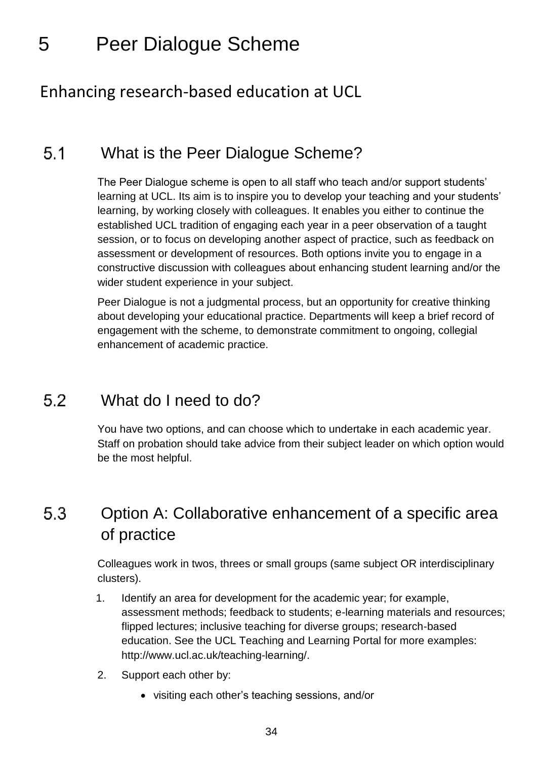# 5 Peer Dialogue Scheme

## Enhancing research-based education at UCL

### 5.1 What is the Peer Dialogue Scheme?

The Peer Dialogue scheme is open to all staff who teach and/or support students' learning at UCL. Its aim is to inspire you to develop your teaching and your students' learning, by working closely with colleagues. It enables you either to continue the established UCL tradition of engaging each year in a peer observation of a taught session, or to focus on developing another aspect of practice, such as feedback on assessment or development of resources. Both options invite you to engage in a constructive discussion with colleagues about enhancing student learning and/or the wider student experience in your subject.

Peer Dialogue is not a judgmental process, but an opportunity for creative thinking about developing your educational practice. Departments will keep a brief record of engagement with the scheme, to demonstrate commitment to ongoing, collegial enhancement of academic practice.

### 5.2 What do I need to do?

You have two options, and can choose which to undertake in each academic year. Staff on probation should take advice from their subject leader on which option would be the most helpful.

### 5.3 Option A: Collaborative enhancement of a specific area of practice

Colleagues work in twos, threes or small groups (same subject OR interdisciplinary clusters).

1. Identify an area for development for the academic year; for example, assessment methods; feedback to students; e-learning materials and resources; flipped lectures; inclusive teaching for diverse groups; research-based education. See the UCL Teaching and Learning Portal for more examples: http://www.ucl.ac.uk/teaching-learning/.
2. Support each other by:
   - visiting each other's teaching sessions, and/or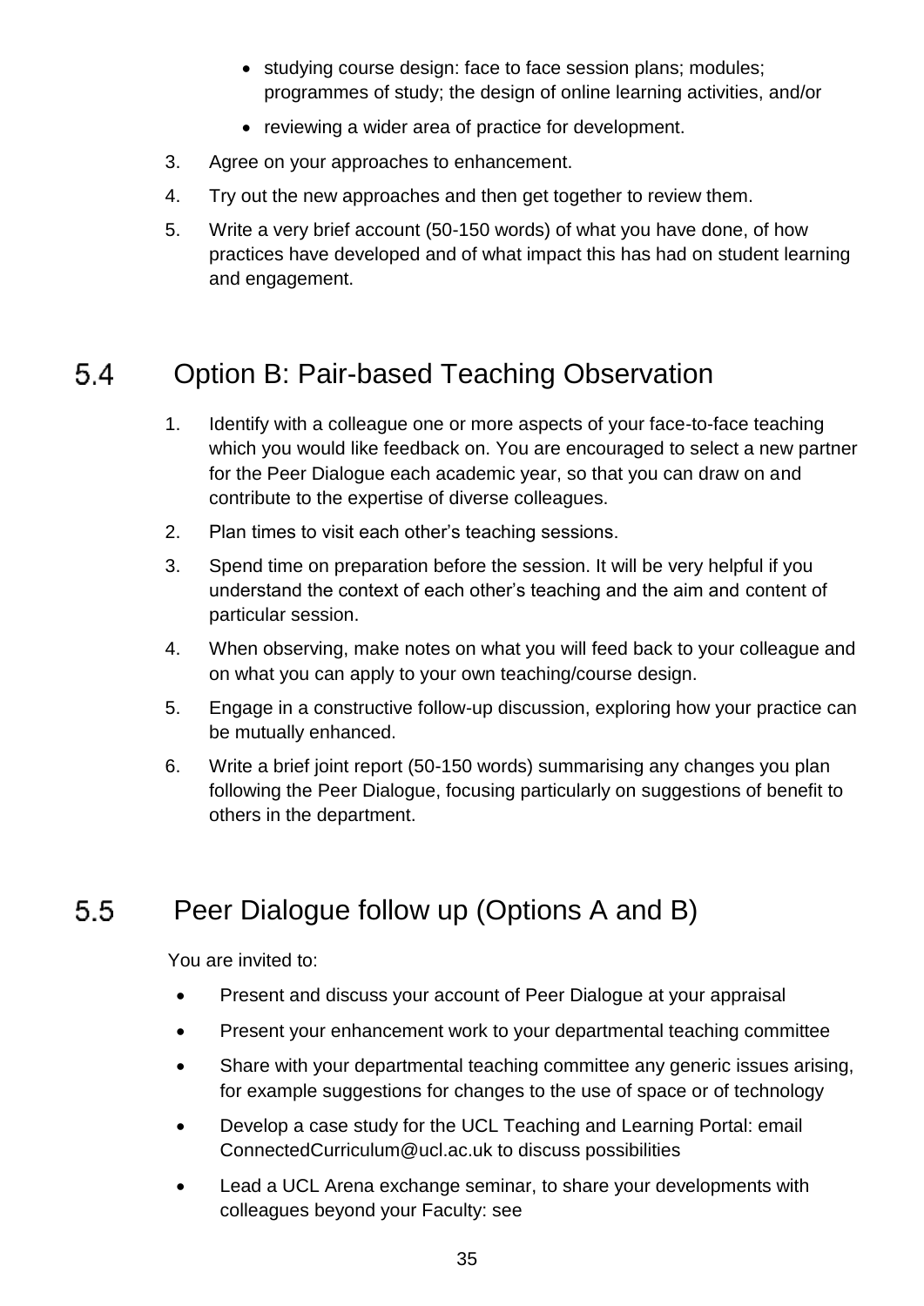- studying course design: face to face session plans; modules; programmes of study; the design of online learning activities, and/or
- reviewing a wider area of practice for development.

3. Agree on your approaches to enhancement.
4. Try out the new approaches and then get together to review them.
5. Write a very brief account (50-150 words) of what you have done, of how practices have developed and of what impact this has had on student learning and engagement.

## 5.4 Option B: Pair-based Teaching Observation

1. Identify with a colleague one or more aspects of your face-to-face teaching which you would like feedback on. You are encouraged to select a new partner for the Peer Dialogue each academic year, so that you can draw on and contribute to the expertise of diverse colleagues.
2. Plan times to visit each other's teaching sessions.
3. Spend time on preparation before the session. It will be very helpful if you understand the context of each other's teaching and the aim and content of particular session.
4. When observing, make notes on what you will feed back to your colleague and on what you can apply to your own teaching/course design.
5. Engage in a constructive follow-up discussion, exploring how your practice can be mutually enhanced.
6. Write a brief joint report (50-150 words) summarising any changes you plan following the Peer Dialogue, focusing particularly on suggestions of benefit to others in the department.

## 5.5 Peer Dialogue follow up (Options A and B)

You are invited to:

- Present and discuss your account of Peer Dialogue at your appraisal
- Present your enhancement work to your departmental teaching committee
- Share with your departmental teaching committee any generic issues arising, for example suggestions for changes to the use of space or of technology
- Develop a case study for the UCL Teaching and Learning Portal: email ConnectedCurriculum@ucl.ac.uk to discuss possibilities
- Lead a UCL Arena exchange seminar, to share your developments with colleagues beyond your Faculty: see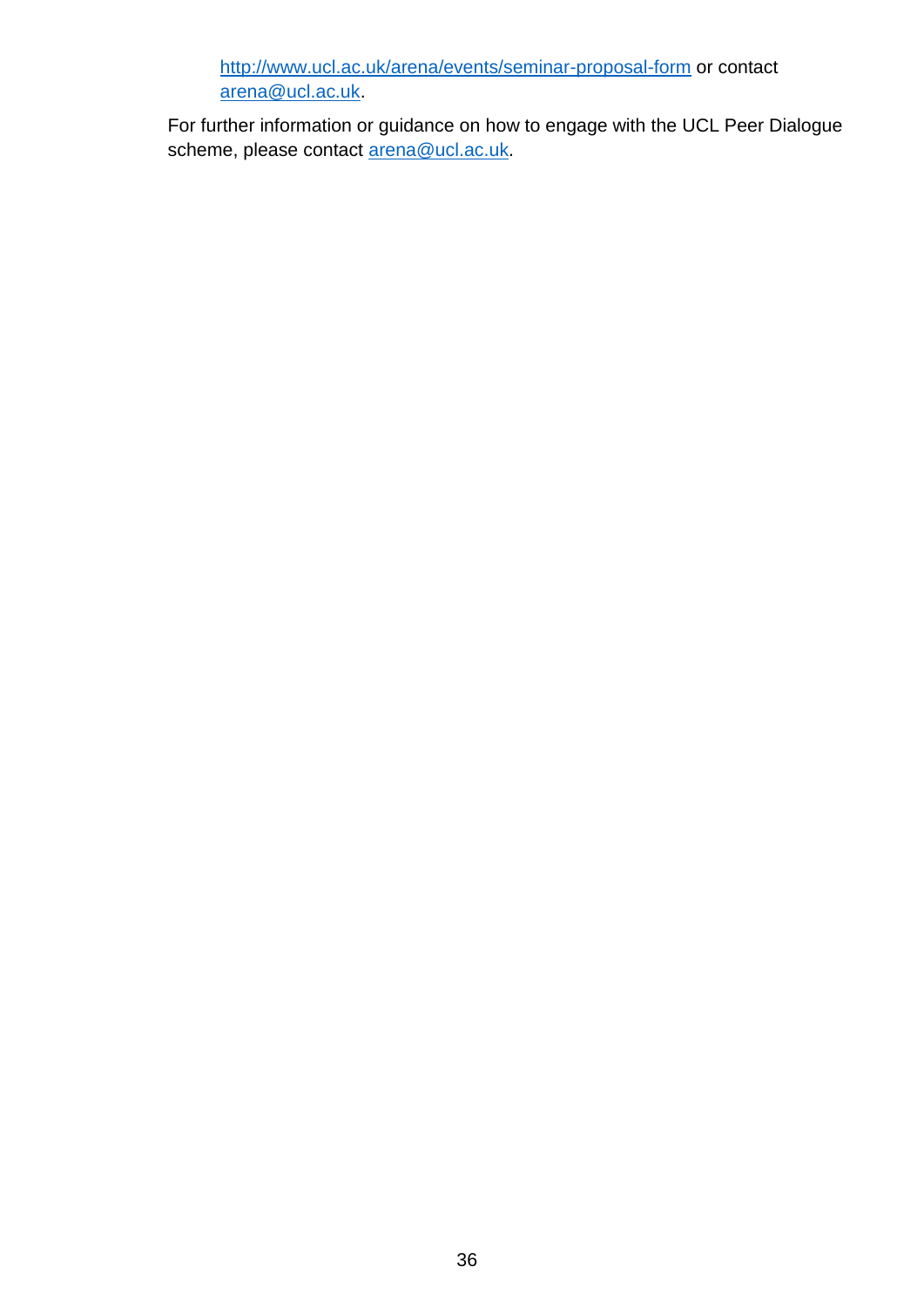http://www.ucl.ac.uk/arena/events/seminar-proposal-form or contact arena@ucl.ac.uk.

For further information or guidance on how to engage with the UCL Peer Dialogue scheme, please contact arena@ucl.ac.uk.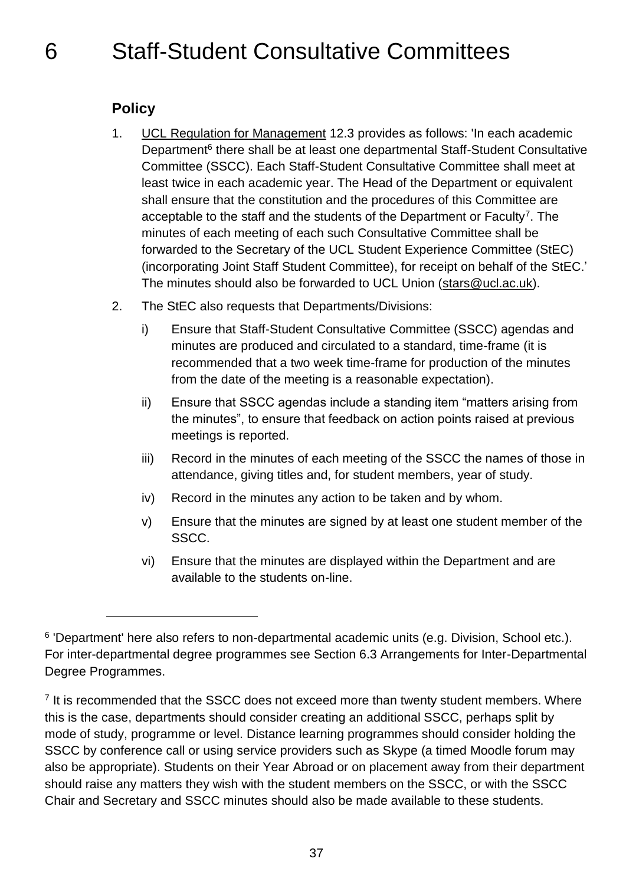# 6 Staff-Student Consultative Committees

## Policy

1. UCL Regulation for Management 12.3 provides as follows: 'In each academic Department[6] there shall be at least one departmental Staff-Student Consultative Committee (SSCC). Each Staff-Student Consultative Committee shall meet at least twice in each academic year. The Head of the Department or equivalent shall ensure that the constitution and the procedures of this Committee are acceptable to the staff and the students of the Department or Faculty[7]. The minutes of each meeting of each such Consultative Committee shall be forwarded to the Secretary of the UCL Student Experience Committee (StEC) (incorporating Joint Staff Student Committee), for receipt on behalf of the StEC.' The minutes should also be forwarded to UCL Union (stars@ucl.ac.uk).

2. The StEC also requests that Departments/Divisions:

   i) Ensure that Staff-Student Consultative Committee (SSCC) agendas and minutes are produced and circulated to a standard, time-frame (it is recommended that a two week time-frame for production of the minutes from the date of the meeting is a reasonable expectation).

   ii) Ensure that SSCC agendas include a standing item "matters arising from the minutes", to ensure that feedback on action points raised at previous meetings is reported.

   iii) Record in the minutes of each meeting of the SSCC the names of those in attendance, giving titles and, for student members, year of study.

   iv) Record in the minutes any action to be taken and by whom.

   v) Ensure that the minutes are signed by at least one student member of the SSCC.

   vi) Ensure that the minutes are displayed within the Department and are available to the students on-line.

---

[6] 'Department' here also refers to non-departmental academic units (e.g. Division, School etc.). For inter-departmental degree programmes see Section 6.3 Arrangements for Inter-Departmental Degree Programmes.

[7] It is recommended that the SSCC does not exceed more than twenty student members. Where this is the case, departments should consider creating an additional SSCC, perhaps split by mode of study, programme or level. Distance learning programmes should consider holding the SSCC by conference call or using service providers such as Skype (a timed Moodle forum may also be appropriate). Students on their Year Abroad or on placement away from their department should raise any matters they wish with the student members on the SSCC, or with the SSCC Chair and Secretary and SSCC minutes should also be made available to these students.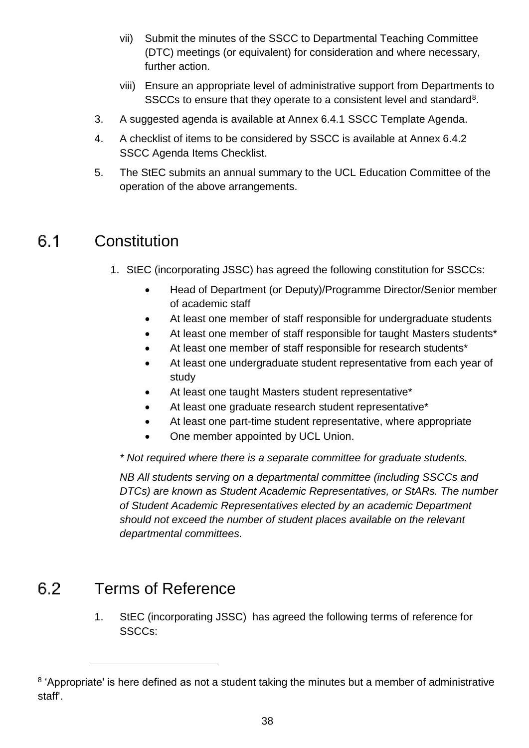vii) Submit the minutes of the SSCC to Departmental Teaching Committee (DTC) meetings (or equivalent) for consideration and where necessary, further action.

viii) Ensure an appropriate level of administrative support from Departments to SSCCs to ensure that they operate to a consistent level and standard[8].

3. A suggested agenda is available at Annex 6.4.1 SSCC Template Agenda.

4. A checklist of items to be considered by SSCC is available at Annex 6.4.2 SSCC Agenda Items Checklist.

5. The StEC submits an annual summary to the UCL Education Committee of the operation of the above arrangements.

## 6.1 Constitution

1. StEC (incorporating JSSC) has agreed the following constitution for SSCCs:

- Head of Department (or Deputy)/Programme Director/Senior member of academic staff
- At least one member of staff responsible for undergraduate students
- At least one member of staff responsible for taught Masters students*
- At least one member of staff responsible for research students*
- At least one undergraduate student representative from each year of study
- At least one taught Masters student representative*
- At least one graduate research student representative*
- At least one part-time student representative, where appropriate
- One member appointed by UCL Union.

*\* Not required where there is a separate committee for graduate students.*

*NB All students serving on a departmental committee (including SSCCs and DTCs) are known as Student Academic Representatives, or StARs. The number of Student Academic Representatives elected by an academic Department should not exceed the number of student places available on the relevant departmental committees.*

## 6.2 Terms of Reference

1. StEC (incorporating JSSC) has agreed the following terms of reference for SSCCs:

[8] 'Appropriate' is here defined as not a student taking the minutes but a member of administrative staff'.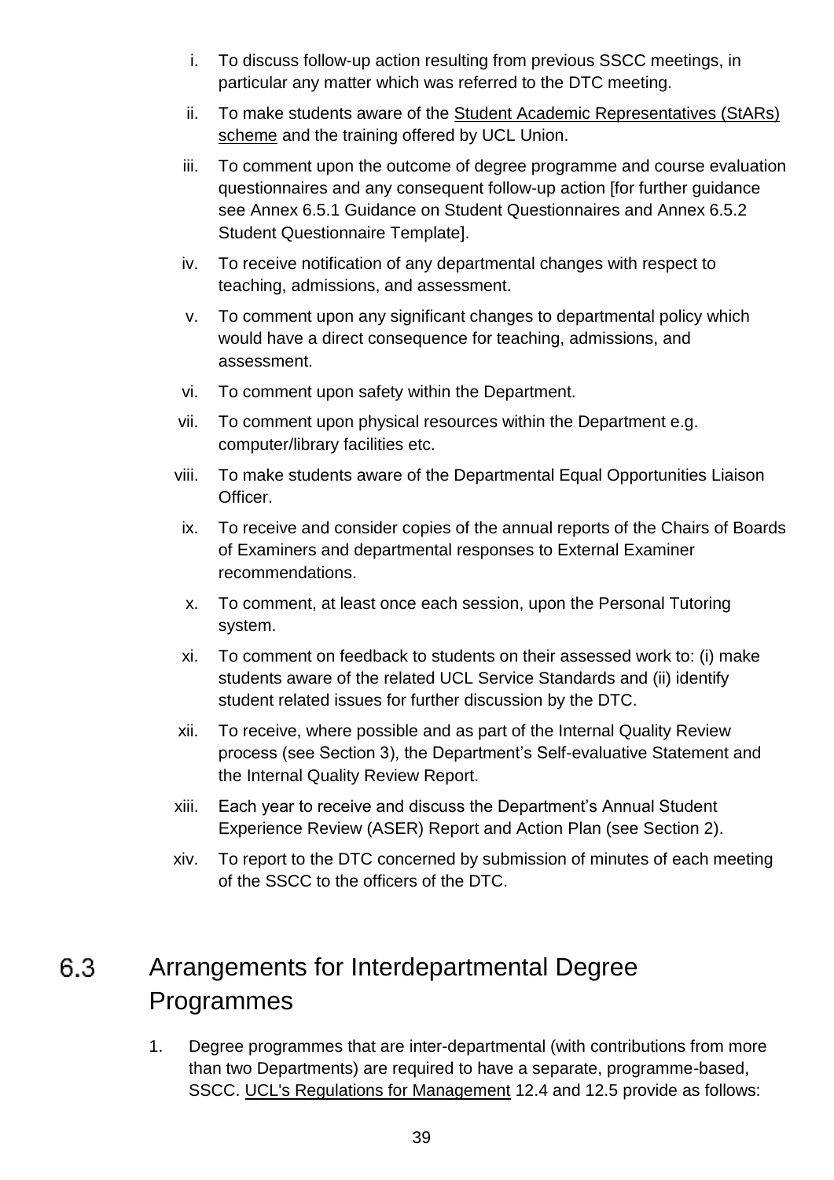i. To discuss follow-up action resulting from previous SSCC meetings, in particular any matter which was referred to the DTC meeting.

ii. To make students aware of the Student Academic Representatives (StARs) scheme and the training offered by UCL Union.

iii. To comment upon the outcome of degree programme and course evaluation questionnaires and any consequent follow-up action [for further guidance see Annex 6.5.1 Guidance on Student Questionnaires and Annex 6.5.2 Student Questionnaire Template].

iv. To receive notification of any departmental changes with respect to teaching, admissions, and assessment.

v. To comment upon any significant changes to departmental policy which would have a direct consequence for teaching, admissions, and assessment.

vi. To comment upon safety within the Department.

vii. To comment upon physical resources within the Department e.g. computer/library facilities etc.

viii. To make students aware of the Departmental Equal Opportunities Liaison Officer.

ix. To receive and consider copies of the annual reports of the Chairs of Boards of Examiners and departmental responses to External Examiner recommendations.

x. To comment, at least once each session, upon the Personal Tutoring system.

xi. To comment on feedback to students on their assessed work to: (i) make students aware of the related UCL Service Standards and (ii) identify student related issues for further discussion by the DTC.

xii. To receive, where possible and as part of the Internal Quality Review process (see Section 3), the Department's Self-evaluative Statement and the Internal Quality Review Report.

xiii. Each year to receive and discuss the Department's Annual Student Experience Review (ASER) Report and Action Plan (see Section 2).

xiv. To report to the DTC concerned by submission of minutes of each meeting of the SSCC to the officers of the DTC.

## 6.3 Arrangements for Interdepartmental Degree Programmes

1. Degree programmes that are inter-departmental (with contributions from more than two Departments) are required to have a separate, programme-based, SSCC. UCL's Regulations for Management 12.4 and 12.5 provide as follows: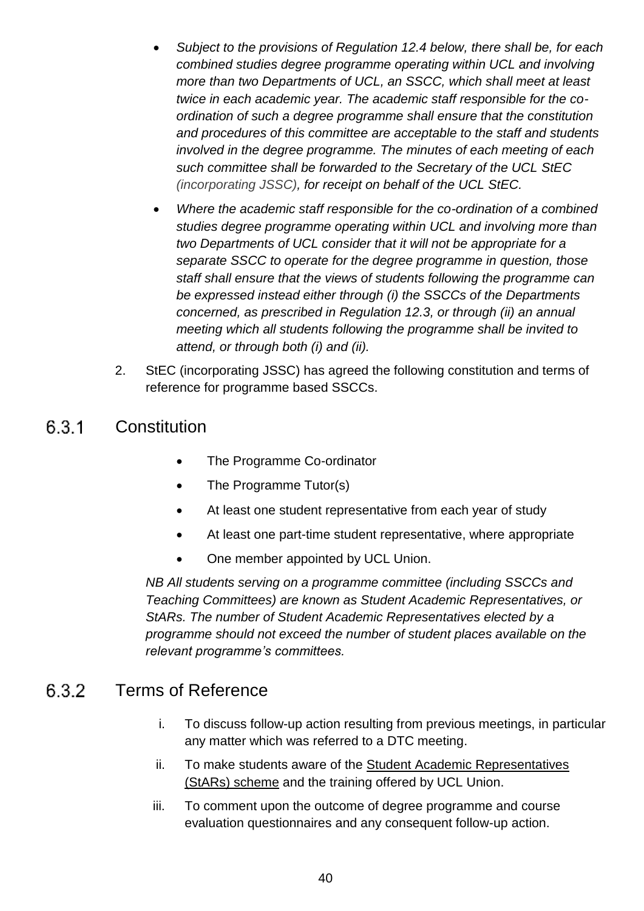- *Subject to the provisions of Regulation 12.4 below, there shall be, for each combined studies degree programme operating within UCL and involving more than two Departments of UCL, an SSCC, which shall meet at least twice in each academic year. The academic staff responsible for the co-ordination of such a degree programme shall ensure that the constitution and procedures of this committee are acceptable to the staff and students involved in the degree programme. The minutes of each meeting of each such committee shall be forwarded to the Secretary of the UCL StEC (incorporating JSSC), for receipt on behalf of the UCL StEC.*
- *Where the academic staff responsible for the co-ordination of a combined studies degree programme operating within UCL and involving more than two Departments of UCL consider that it will not be appropriate for a separate SSCC to operate for the degree programme in question, those staff shall ensure that the views of students following the programme can be expressed instead either through (i) the SSCCs of the Departments concerned, as prescribed in Regulation 12.3, or through (ii) an annual meeting which all students following the programme shall be invited to attend, or through both (i) and (ii).*

2. StEC (incorporating JSSC) has agreed the following constitution and terms of reference for programme based SSCCs.

### 6.3.1 Constitution

- The Programme Co-ordinator
- The Programme Tutor(s)
- At least one student representative from each year of study
- At least one part-time student representative, where appropriate
- One member appointed by UCL Union.

*NB All students serving on a programme committee (including SSCCs and Teaching Committees) are known as Student Academic Representatives, or StARs. The number of Student Academic Representatives elected by a programme should not exceed the number of student places available on the relevant programme's committees.*

### 6.3.2 Terms of Reference

i. To discuss follow-up action resulting from previous meetings, in particular any matter which was referred to a DTC meeting.

ii. To make students aware of the Student Academic Representatives (StARs) scheme and the training offered by UCL Union.

iii. To comment upon the outcome of degree programme and course evaluation questionnaires and any consequent follow-up action.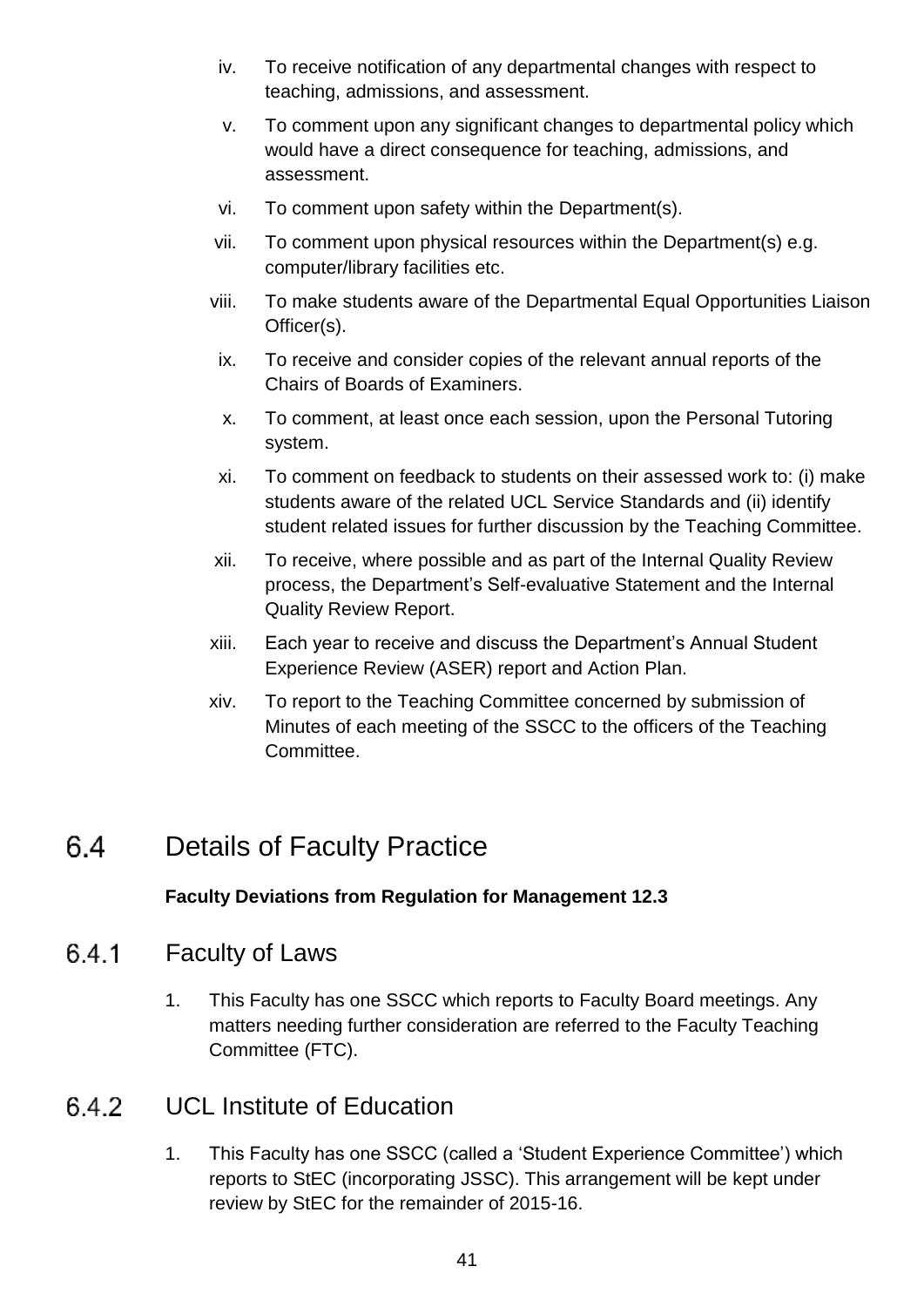iv. To receive notification of any departmental changes with respect to teaching, admissions, and assessment.

v. To comment upon any significant changes to departmental policy which would have a direct consequence for teaching, admissions, and assessment.

vi. To comment upon safety within the Department(s).

vii. To comment upon physical resources within the Department(s) e.g. computer/library facilities etc.

viii. To make students aware of the Departmental Equal Opportunities Liaison Officer(s).

ix. To receive and consider copies of the relevant annual reports of the Chairs of Boards of Examiners.

x. To comment, at least once each session, upon the Personal Tutoring system.

xi. To comment on feedback to students on their assessed work to: (i) make students aware of the related UCL Service Standards and (ii) identify student related issues for further discussion by the Teaching Committee.

xii. To receive, where possible and as part of the Internal Quality Review process, the Department's Self-evaluative Statement and the Internal Quality Review Report.

xiii. Each year to receive and discuss the Department's Annual Student Experience Review (ASER) report and Action Plan.

xiv. To report to the Teaching Committee concerned by submission of Minutes of each meeting of the SSCC to the officers of the Teaching Committee.

## 6.4 Details of Faculty Practice

**Faculty Deviations from Regulation for Management 12.3**

### 6.4.1 Faculty of Laws

1. This Faculty has one SSCC which reports to Faculty Board meetings. Any matters needing further consideration are referred to the Faculty Teaching Committee (FTC).

### 6.4.2 UCL Institute of Education

1. This Faculty has one SSCC (called a 'Student Experience Committee') which reports to StEC (incorporating JSSC). This arrangement will be kept under review by StEC for the remainder of 2015-16.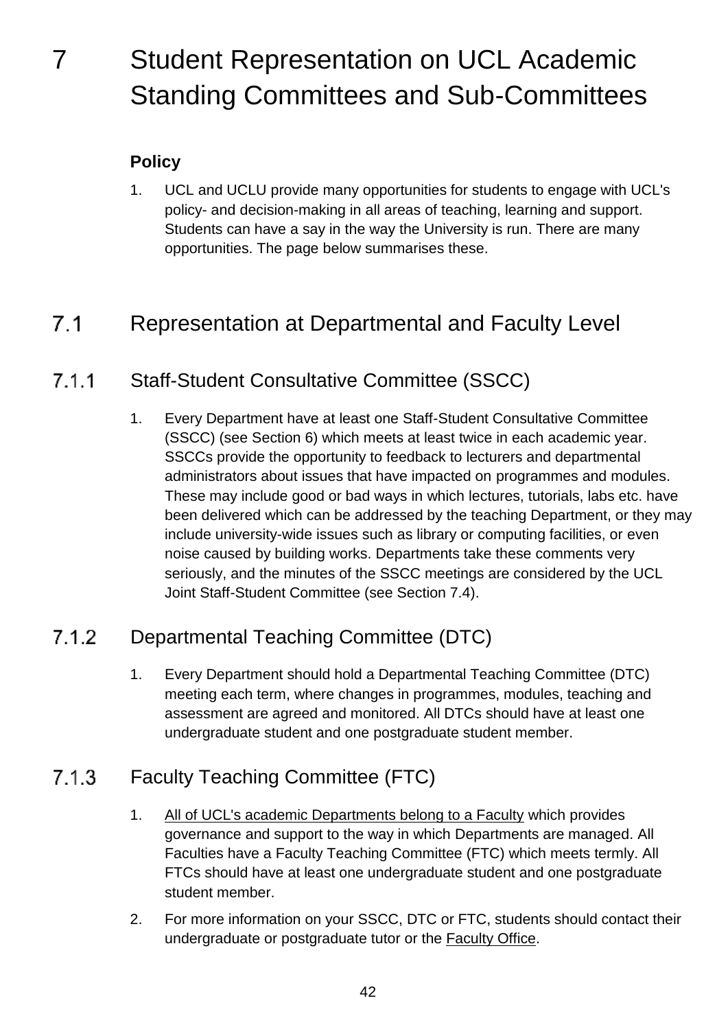# 7 Student Representation on UCL Academic Standing Committees and Sub-Committees

**Policy**

1. UCL and UCLU provide many opportunities for students to engage with UCL's policy- and decision-making in all areas of teaching, learning and support. Students can have a say in the way the University is run. There are many opportunities. The page below summarises these.

## 7.1 Representation at Departmental and Faculty Level

### 7.1.1 Staff-Student Consultative Committee (SSCC)

1. Every Department have at least one Staff-Student Consultative Committee (SSCC) (see Section 6) which meets at least twice in each academic year. SSCCs provide the opportunity to feedback to lecturers and departmental administrators about issues that have impacted on programmes and modules. These may include good or bad ways in which lectures, tutorials, labs etc. have been delivered which can be addressed by the teaching Department, or they may include university-wide issues such as library or computing facilities, or even noise caused by building works. Departments take these comments very seriously, and the minutes of the SSCC meetings are considered by the UCL Joint Staff-Student Committee (see Section 7.4).

### 7.1.2 Departmental Teaching Committee (DTC)

1. Every Department should hold a Departmental Teaching Committee (DTC) meeting each term, where changes in programmes, modules, teaching and assessment are agreed and monitored. All DTCs should have at least one undergraduate student and one postgraduate student member.

### 7.1.3 Faculty Teaching Committee (FTC)

1. All of UCL's academic Departments belong to a Faculty which provides governance and support to the way in which Departments are managed. All Faculties have a Faculty Teaching Committee (FTC) which meets termly. All FTCs should have at least one undergraduate student and one postgraduate student member.
2. For more information on your SSCC, DTC or FTC, students should contact their undergraduate or postgraduate tutor or the Faculty Office.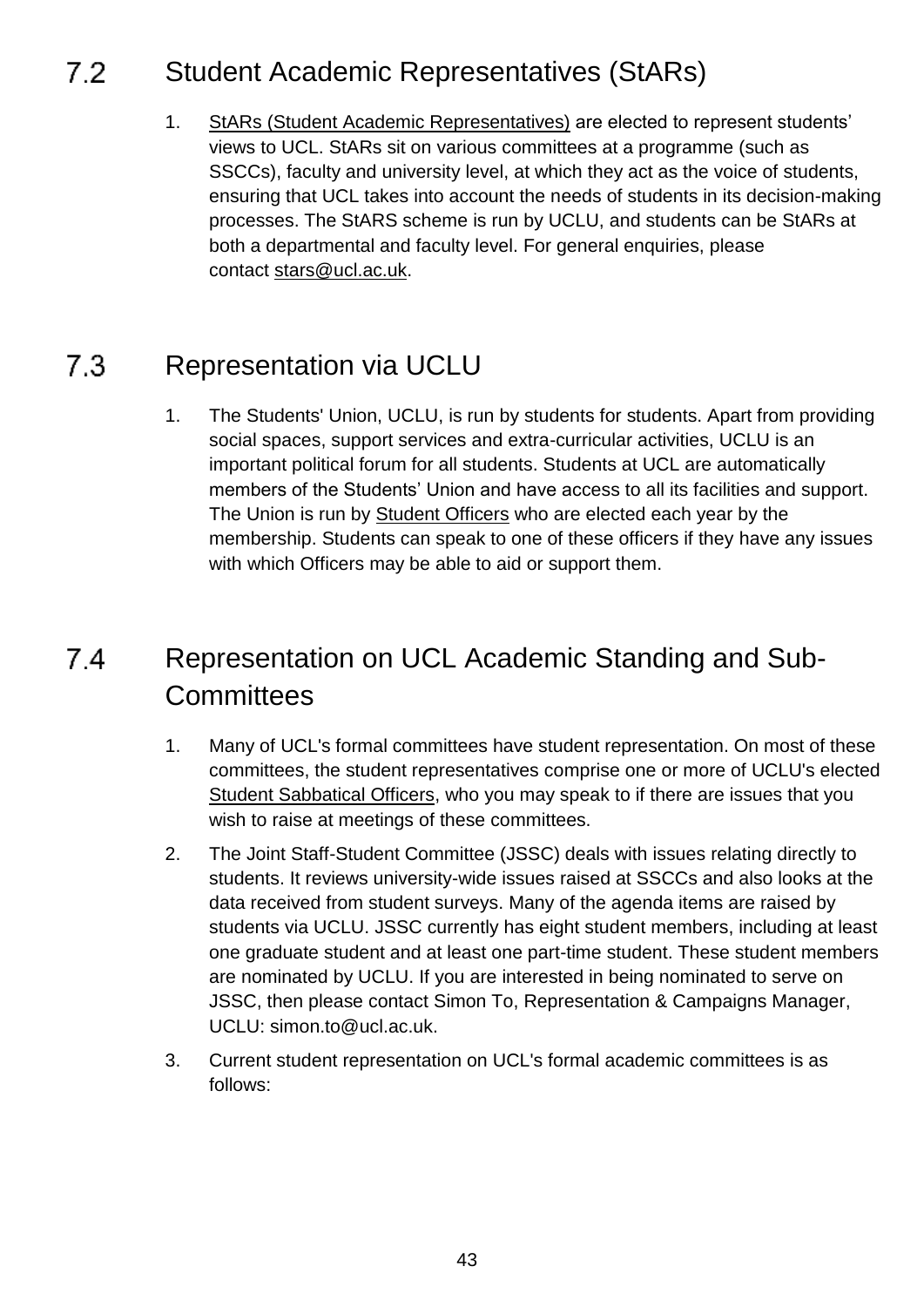## 7.2 Student Academic Representatives (StARs)

1. StARs (Student Academic Representatives) are elected to represent students' views to UCL. StARs sit on various committees at a programme (such as SSCCs), faculty and university level, at which they act as the voice of students, ensuring that UCL takes into account the needs of students in its decision-making processes. The StARS scheme is run by UCLU, and students can be StARs at both a departmental and faculty level. For general enquiries, please contact stars@ucl.ac.uk.

## 7.3 Representation via UCLU

1. The Students' Union, UCLU, is run by students for students. Apart from providing social spaces, support services and extra-curricular activities, UCLU is an important political forum for all students. Students at UCL are automatically members of the Students' Union and have access to all its facilities and support. The Union is run by Student Officers who are elected each year by the membership. Students can speak to one of these officers if they have any issues with which Officers may be able to aid or support them.

## 7.4 Representation on UCL Academic Standing and Sub-Committees

1. Many of UCL's formal committees have student representation. On most of these committees, the student representatives comprise one or more of UCLU's elected Student Sabbatical Officers, who you may speak to if there are issues that you wish to raise at meetings of these committees.
2. The Joint Staff-Student Committee (JSSC) deals with issues relating directly to students. It reviews university-wide issues raised at SSCCs and also looks at the data received from student surveys. Many of the agenda items are raised by students via UCLU. JSSC currently has eight student members, including at least one graduate student and at least one part-time student. These student members are nominated by UCLU. If you are interested in being nominated to serve on JSSC, then please contact Simon To, Representation & Campaigns Manager, UCLU: simon.to@ucl.ac.uk.
3. Current student representation on UCL's formal academic committees is as follows: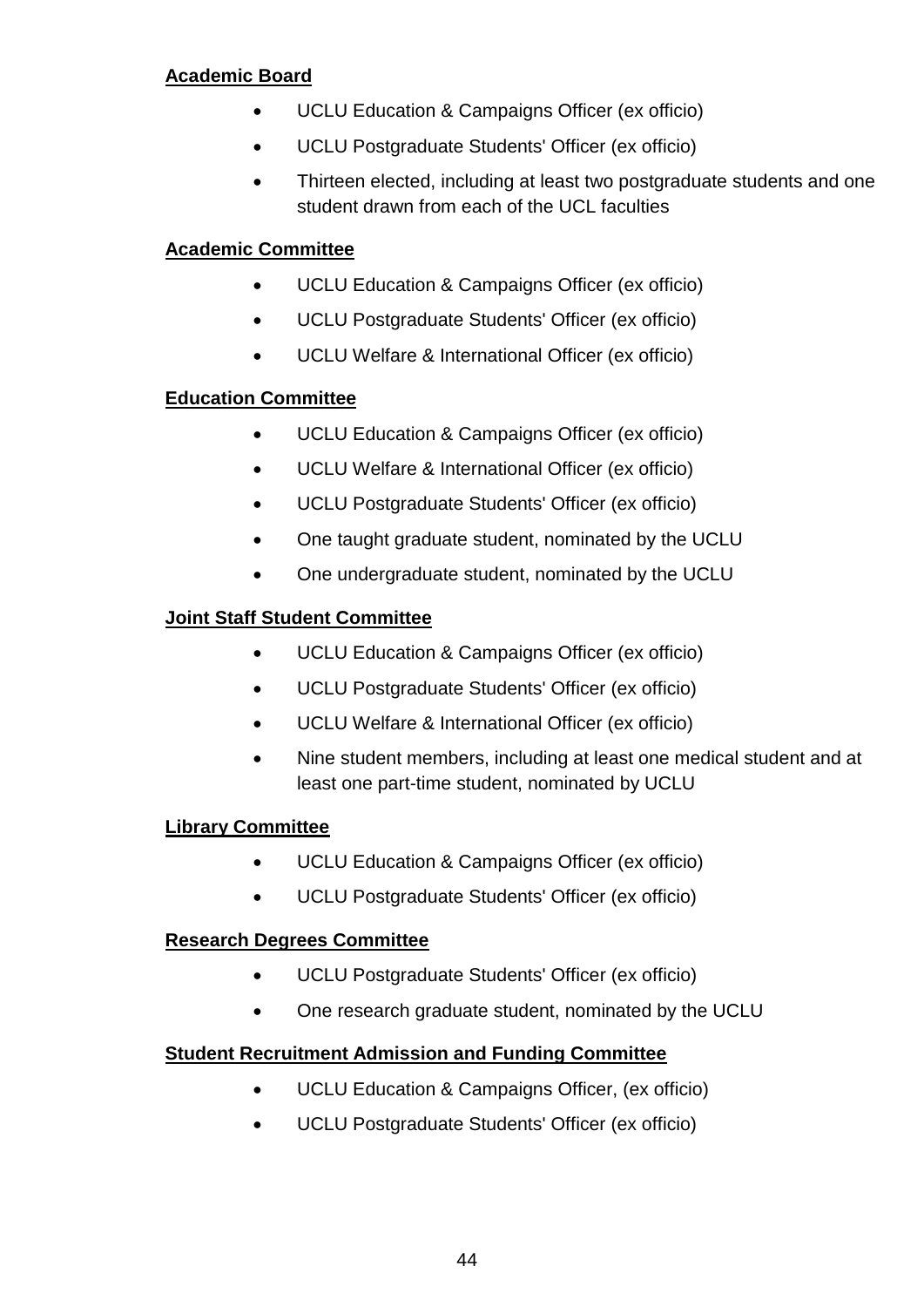**Academic Board**

- UCLU Education & Campaigns Officer (ex officio)
- UCLU Postgraduate Students' Officer (ex officio)
- Thirteen elected, including at least two postgraduate students and one student drawn from each of the UCL faculties

**Academic Committee**

- UCLU Education & Campaigns Officer (ex officio)
- UCLU Postgraduate Students' Officer (ex officio)
- UCLU Welfare & International Officer (ex officio)

**Education Committee**

- UCLU Education & Campaigns Officer (ex officio)
- UCLU Welfare & International Officer (ex officio)
- UCLU Postgraduate Students' Officer (ex officio)
- One taught graduate student, nominated by the UCLU
- One undergraduate student, nominated by the UCLU

**Joint Staff Student Committee**

- UCLU Education & Campaigns Officer (ex officio)
- UCLU Postgraduate Students' Officer (ex officio)
- UCLU Welfare & International Officer (ex officio)
- Nine student members, including at least one medical student and at least one part-time student, nominated by UCLU

**Library Committee**

- UCLU Education & Campaigns Officer (ex officio)
- UCLU Postgraduate Students' Officer (ex officio)

**Research Degrees Committee**

- UCLU Postgraduate Students' Officer (ex officio)
- One research graduate student, nominated by the UCLU

**Student Recruitment Admission and Funding Committee**

- UCLU Education & Campaigns Officer, (ex officio)
- UCLU Postgraduate Students' Officer (ex officio)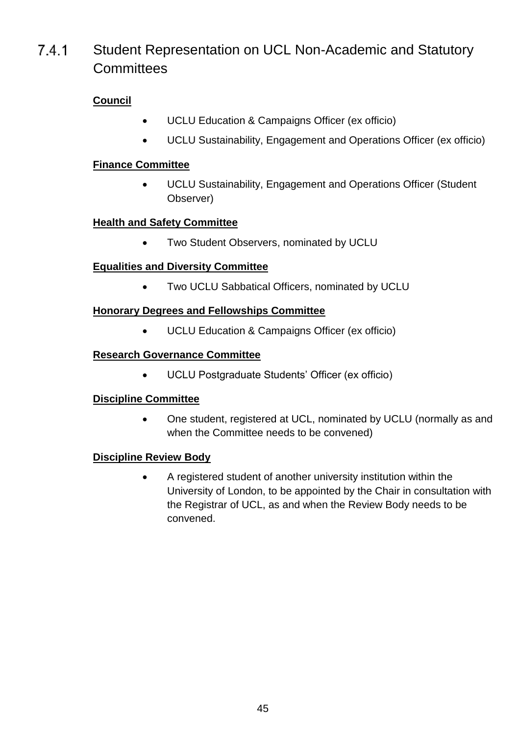### 7.4.1 Student Representation on UCL Non-Academic and Statutory Committees

**Council**

- UCLU Education & Campaigns Officer (ex officio)
- UCLU Sustainability, Engagement and Operations Officer (ex officio)

**Finance Committee**

- UCLU Sustainability, Engagement and Operations Officer (Student Observer)

**Health and Safety Committee**

- Two Student Observers, nominated by UCLU

**Equalities and Diversity Committee**

- Two UCLU Sabbatical Officers, nominated by UCLU

**Honorary Degrees and Fellowships Committee**

- UCLU Education & Campaigns Officer (ex officio)

**Research Governance Committee**

- UCLU Postgraduate Students' Officer (ex officio)

**Discipline Committee**

- One student, registered at UCL, nominated by UCLU (normally as and when the Committee needs to be convened)

**Discipline Review Body**

- A registered student of another university institution within the University of London, to be appointed by the Chair in consultation with the Registrar of UCL, as and when the Review Body needs to be convened.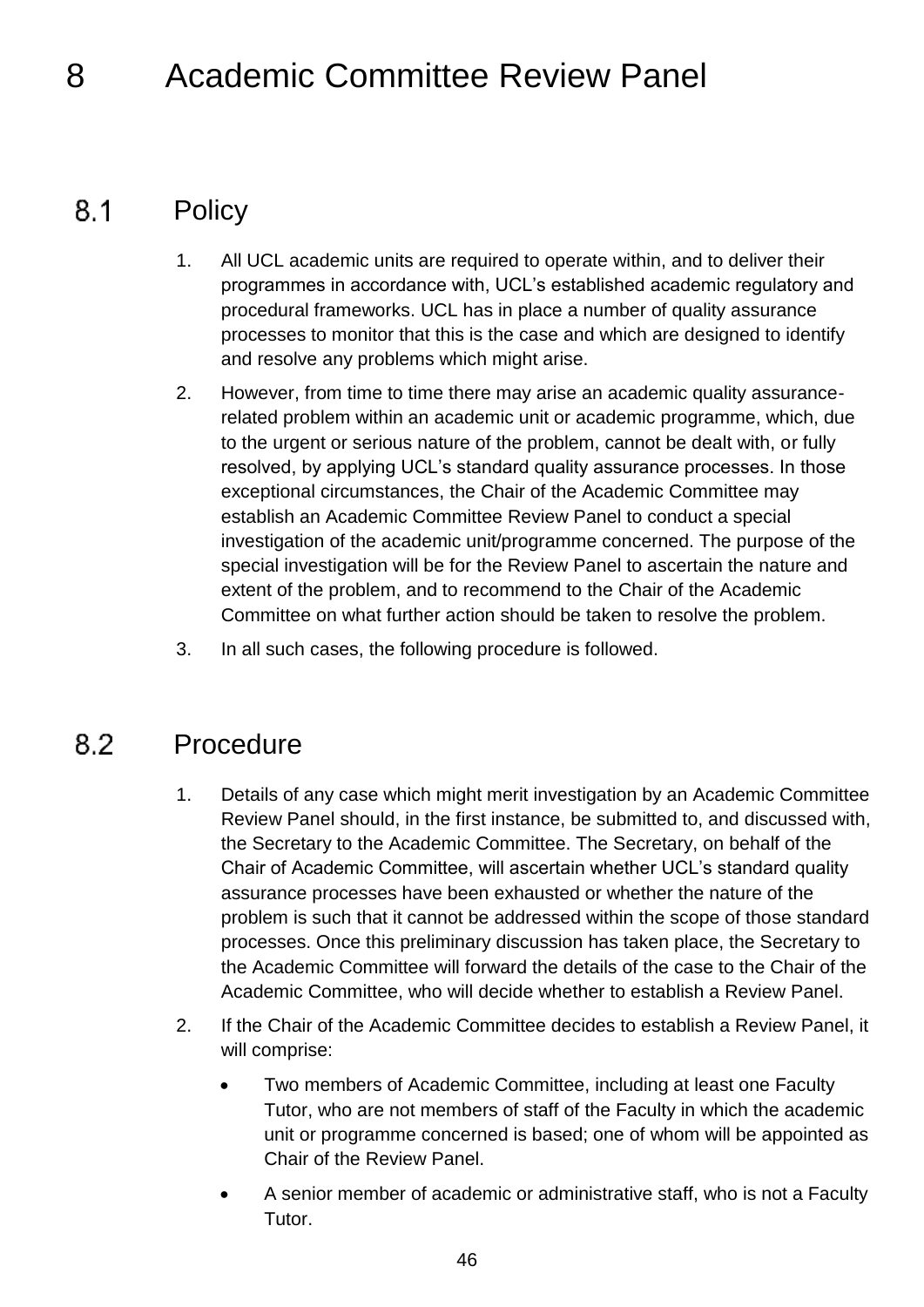# 8 Academic Committee Review Panel

## 8.1 Policy

1. All UCL academic units are required to operate within, and to deliver their programmes in accordance with, UCL's established academic regulatory and procedural frameworks. UCL has in place a number of quality assurance processes to monitor that this is the case and which are designed to identify and resolve any problems which might arise.
2. However, from time to time there may arise an academic quality assurance-related problem within an academic unit or academic programme, which, due to the urgent or serious nature of the problem, cannot be dealt with, or fully resolved, by applying UCL's standard quality assurance processes. In those exceptional circumstances, the Chair of the Academic Committee may establish an Academic Committee Review Panel to conduct a special investigation of the academic unit/programme concerned. The purpose of the special investigation will be for the Review Panel to ascertain the nature and extent of the problem, and to recommend to the Chair of the Academic Committee on what further action should be taken to resolve the problem.
3. In all such cases, the following procedure is followed.

## 8.2 Procedure

1. Details of any case which might merit investigation by an Academic Committee Review Panel should, in the first instance, be submitted to, and discussed with, the Secretary to the Academic Committee. The Secretary, on behalf of the Chair of Academic Committee, will ascertain whether UCL's standard quality assurance processes have been exhausted or whether the nature of the problem is such that it cannot be addressed within the scope of those standard processes. Once this preliminary discussion has taken place, the Secretary to the Academic Committee will forward the details of the case to the Chair of the Academic Committee, who will decide whether to establish a Review Panel.
2. If the Chair of the Academic Committee decides to establish a Review Panel, it will comprise:
    - Two members of Academic Committee, including at least one Faculty Tutor, who are not members of staff of the Faculty in which the academic unit or programme concerned is based; one of whom will be appointed as Chair of the Review Panel.
    - A senior member of academic or administrative staff, who is not a Faculty Tutor.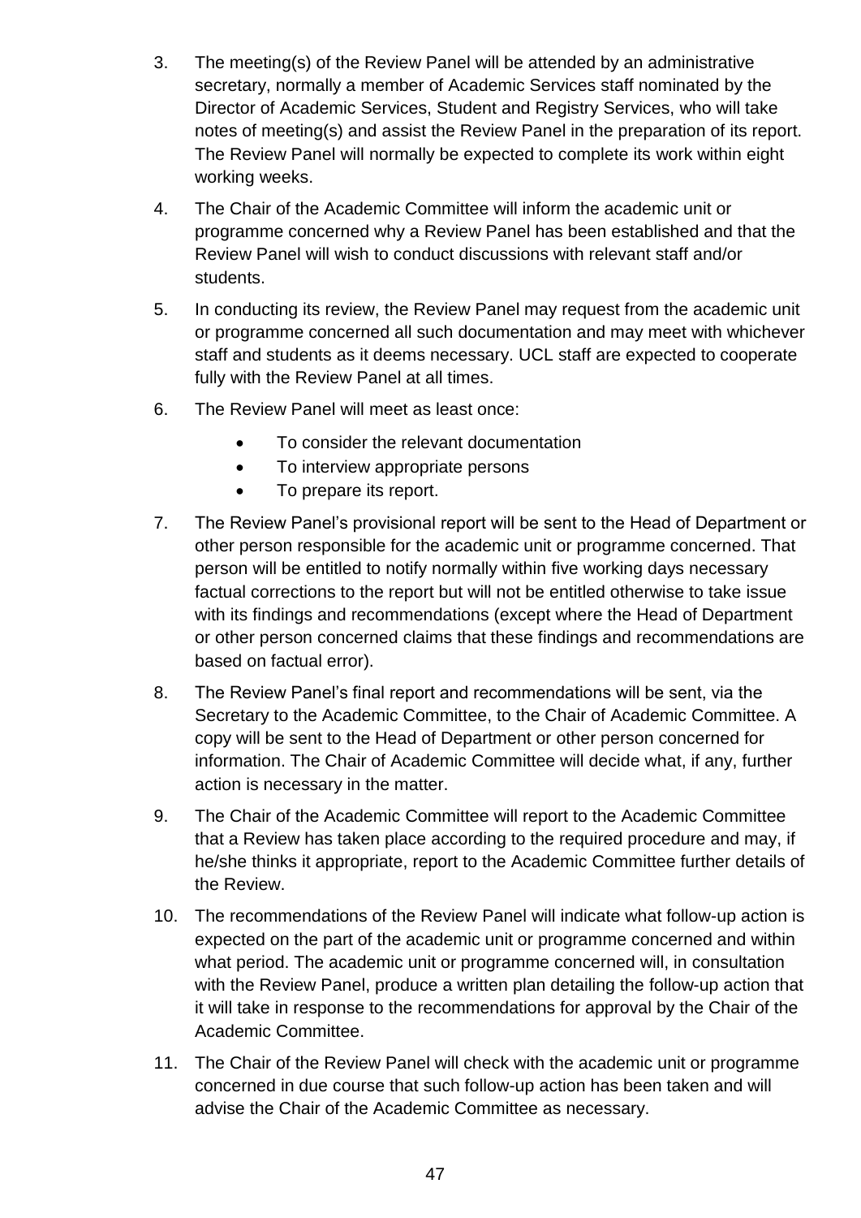3. The meeting(s) of the Review Panel will be attended by an administrative secretary, normally a member of Academic Services staff nominated by the Director of Academic Services, Student and Registry Services, who will take notes of meeting(s) and assist the Review Panel in the preparation of its report. The Review Panel will normally be expected to complete its work within eight working weeks.

4. The Chair of the Academic Committee will inform the academic unit or programme concerned why a Review Panel has been established and that the Review Panel will wish to conduct discussions with relevant staff and/or students.

5. In conducting its review, the Review Panel may request from the academic unit or programme concerned all such documentation and may meet with whichever staff and students as it deems necessary. UCL staff are expected to cooperate fully with the Review Panel at all times.

6. The Review Panel will meet as least once:

    - To consider the relevant documentation
    - To interview appropriate persons
    - To prepare its report.

7. The Review Panel's provisional report will be sent to the Head of Department or other person responsible for the academic unit or programme concerned. That person will be entitled to notify normally within five working days necessary factual corrections to the report but will not be entitled otherwise to take issue with its findings and recommendations (except where the Head of Department or other person concerned claims that these findings and recommendations are based on factual error).

8. The Review Panel's final report and recommendations will be sent, via the Secretary to the Academic Committee, to the Chair of Academic Committee. A copy will be sent to the Head of Department or other person concerned for information. The Chair of Academic Committee will decide what, if any, further action is necessary in the matter.

9. The Chair of the Academic Committee will report to the Academic Committee that a Review has taken place according to the required procedure and may, if he/she thinks it appropriate, report to the Academic Committee further details of the Review.

10. The recommendations of the Review Panel will indicate what follow-up action is expected on the part of the academic unit or programme concerned and within what period. The academic unit or programme concerned will, in consultation with the Review Panel, produce a written plan detailing the follow-up action that it will take in response to the recommendations for approval by the Chair of the Academic Committee.

11. The Chair of the Review Panel will check with the academic unit or programme concerned in due course that such follow-up action has been taken and will advise the Chair of the Academic Committee as necessary.